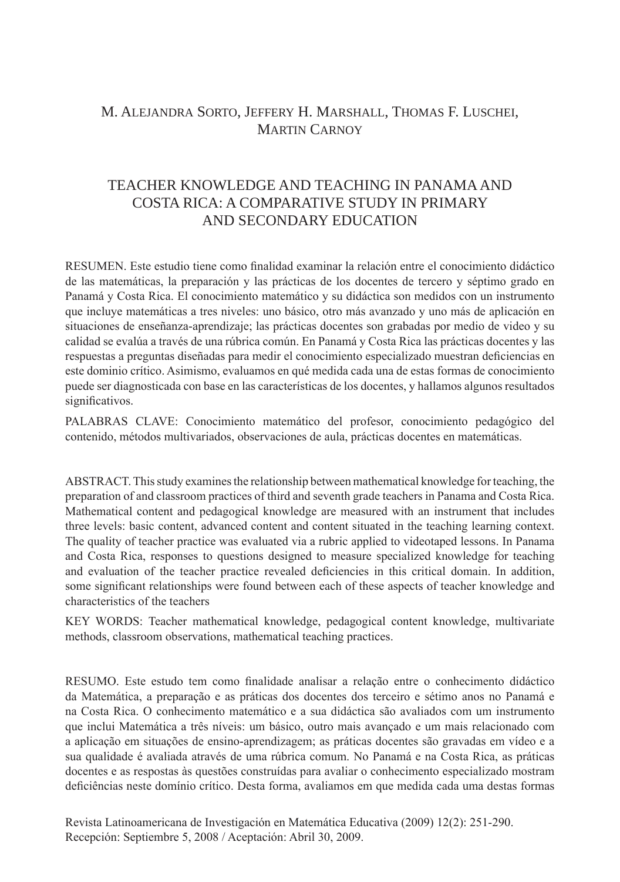M. Alejandra Sorto, Jeffery H. Marshall, Thomas F. Luschei, Martin Carnoy

# TEACHER KNOWLEDGE AND TEACHING IN PANAMA AND COSTA RICA: A COMPARATIVE STUDY IN PRIMARY AND SECONDARY EDUCATION

RESUMEN. Este estudio tiene como finalidad examinar la relación entre el conocimiento didáctico de las matemáticas, la preparación y las prácticas de los docentes de tercero y séptimo grado en Panamá y Costa Rica. El conocimiento matemático y su didáctica son medidos con un instrumento que incluye matemáticas a tres niveles: uno básico, otro más avanzado y uno más de aplicación en situaciones de enseñanza-aprendizaje; las prácticas docentes son grabadas por medio de video y su calidad se evalúa a través de una rúbrica común. En Panamá y Costa Rica las prácticas docentes y las respuestas a preguntas diseñadas para medir el conocimiento especializado muestran deficiencias en este dominio crítico. Asimismo, evaluamos en qué medida cada una de estas formas de conocimiento puede ser diagnosticada con base en las características de los docentes, y hallamos algunos resultados significativos.

PALABRAS CLAVE: Conocimiento matemático del profesor, conocimiento pedagógico del contenido, métodos multivariados, observaciones de aula, prácticas docentes en matemáticas.

ABSTRACT. This study examines the relationship between mathematical knowledge for teaching, the preparation of and classroom practices of third and seventh grade teachers in Panama and Costa Rica. Mathematical content and pedagogical knowledge are measured with an instrument that includes three levels: basic content, advanced content and content situated in the teaching learning context. The quality of teacher practice was evaluated via a rubric applied to videotaped lessons. In Panama and Costa Rica, responses to questions designed to measure specialized knowledge for teaching and evaluation of the teacher practice revealed deficiencies in this critical domain. In addition, some significant relationships were found between each of these aspects of teacher knowledge and characteristics of the teachers

KEY WORDS: Teacher mathematical knowledge, pedagogical content knowledge, multivariate methods, classroom observations, mathematical teaching practices.

RESUMO. Este estudo tem como finalidade analisar a relação entre o conhecimento didáctico da Matemática, a preparação e as práticas dos docentes dos terceiro e sétimo anos no Panamá e na Costa Rica. O conhecimento matemático e a sua didáctica são avaliados com um instrumento que inclui Matemática a três níveis: um básico, outro mais avançado e um mais relacionado com a aplicação em situações de ensino-aprendizagem; as práticas docentes são gravadas em vídeo e a sua qualidade é avaliada através de uma rúbrica comum. No Panamá e na Costa Rica, as práticas docentes e as respostas às questões construídas para avaliar o conhecimento especializado mostram deficiências neste domínio crítico. Desta forma, avaliamos em que medida cada uma destas formas

Revista Latinoamericana de Investigación en Matemática Educativa (2009) 12(2): 251-290.
Recepción: Septiembre 5, 2008 / Aceptación: Abril 30, 2009.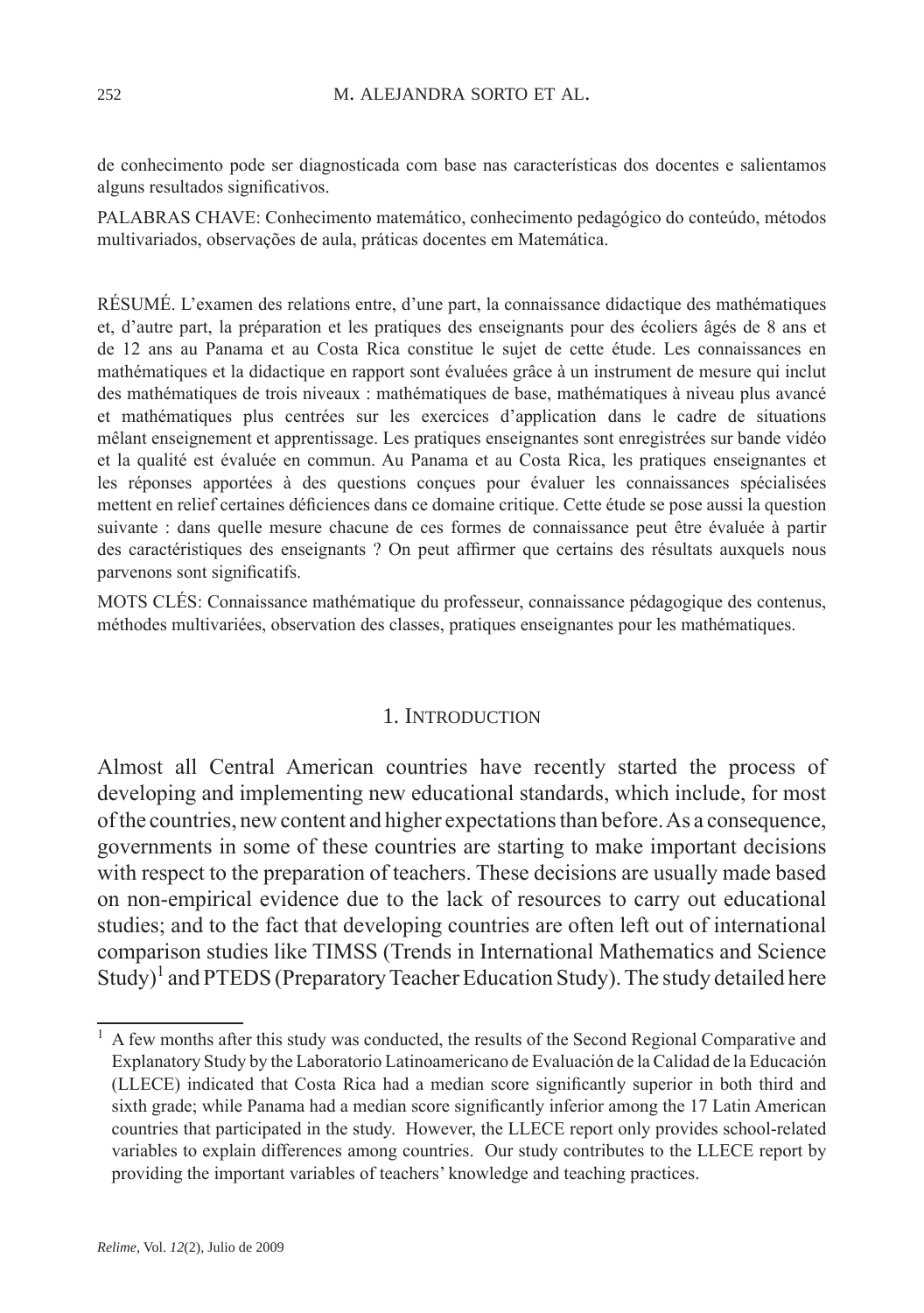de conhecimento pode ser diagnosticada com base nas características dos docentes e salientamos alguns resultados significativos.

PALABRAS CHAVE: Conhecimento matemático, conhecimento pedagógico do conteúdo, métodos multivariados, observações de aula, práticas docentes em Matemática.

RÉSUMÉ. L'examen des relations entre, d'une part, la connaissance didactique des mathématiques et, d'autre part, la préparation et les pratiques des enseignants pour des écoliers âgés de 8 ans et de 12 ans au Panama et au Costa Rica constitue le sujet de cette étude. Les connaissances en mathématiques et la didactique en rapport sont évaluées grâce à un instrument de mesure qui inclut des mathématiques de trois niveaux : mathématiques de base, mathématiques à niveau plus avancé et mathématiques plus centrées sur les exercices d'application dans le cadre de situations mêlant enseignement et apprentissage. Les pratiques enseignantes sont enregistrées sur bande vidéo et la qualité est évaluée en commun. Au Panama et au Costa Rica, les pratiques enseignantes et les réponses apportées à des questions conçues pour évaluer les connaissances spécialisées mettent en relief certaines déficiences dans ce domaine critique. Cette étude se pose aussi la question suivante : dans quelle mesure chacune de ces formes de connaissance peut être évaluée à partir des caractéristiques des enseignants ? On peut affirmer que certains des résultats auxquels nous parvenons sont significatifs.

MOTS CLÉS: Connaissance mathématique du professeur, connaissance pédagogique des contenus, méthodes multivariées, observation des classes, pratiques enseignantes pour les mathématiques.

## 1. Introduction

Almost all Central American countries have recently started the process of developing and implementing new educational standards, which include, for most of the countries, new content and higher expectations than before. As a consequence, governments in some of these countries are starting to make important decisions with respect to the preparation of teachers. These decisions are usually made based on non-empirical evidence due to the lack of resources to carry out educational studies; and to the fact that developing countries are often left out of international comparison studies like TIMSS (Trends in International Mathematics and Science Study)[1] and PTEDS (Preparatory Teacher Education Study). The study detailed here

[1] A few months after this study was conducted, the results of the Second Regional Comparative and Explanatory Study by the Laboratorio Latinoamericano de Evaluación de la Calidad de la Educación (LLECE) indicated that Costa Rica had a median score significantly superior in both third and sixth grade; while Panama had a median score significantly inferior among the 17 Latin American countries that participated in the study. However, the LLECE report only provides school-related variables to explain differences among countries. Our study contributes to the LLECE report by providing the important variables of teachers' knowledge and teaching practices.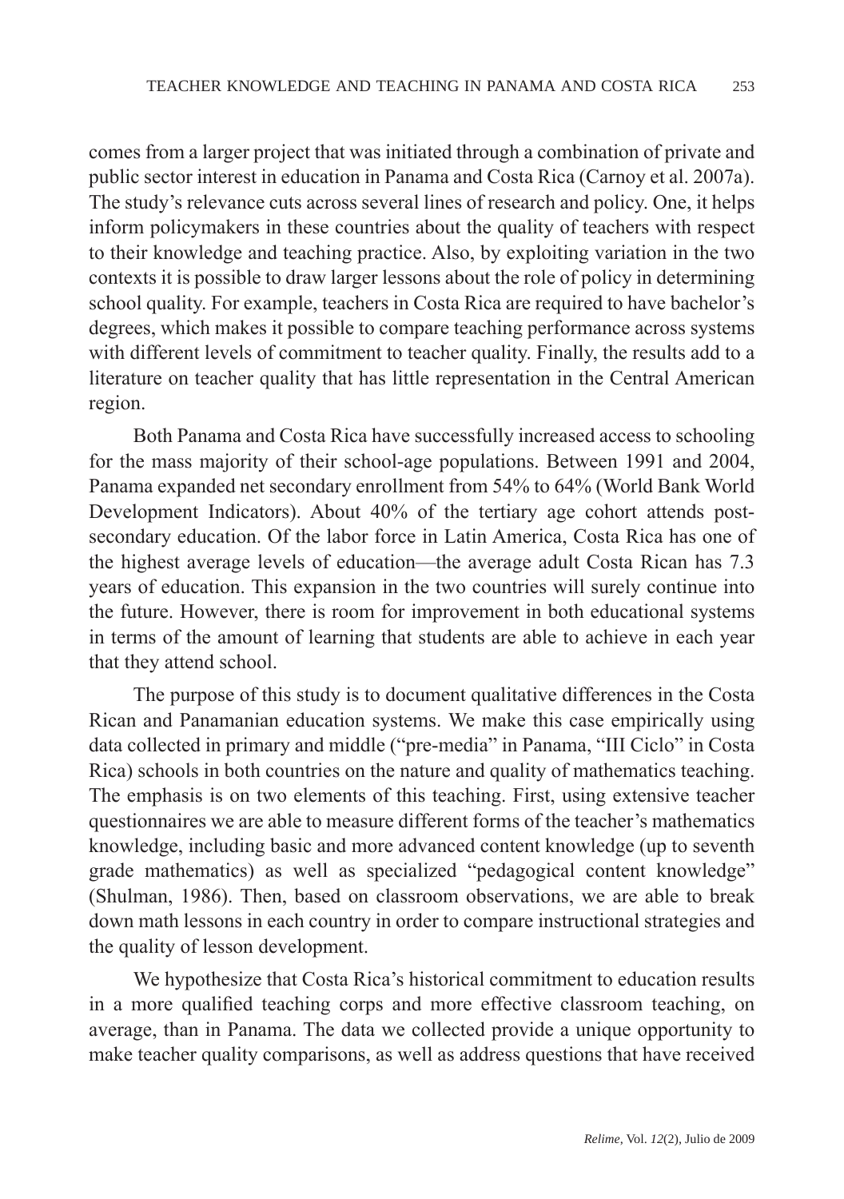comes from a larger project that was initiated through a combination of private and public sector interest in education in Panama and Costa Rica (Carnoy et al. 2007a). The study's relevance cuts across several lines of research and policy. One, it helps inform policymakers in these countries about the quality of teachers with respect to their knowledge and teaching practice. Also, by exploiting variation in the two contexts it is possible to draw larger lessons about the role of policy in determining school quality. For example, teachers in Costa Rica are required to have bachelor's degrees, which makes it possible to compare teaching performance across systems with different levels of commitment to teacher quality. Finally, the results add to a literature on teacher quality that has little representation in the Central American region.

Both Panama and Costa Rica have successfully increased access to schooling for the mass majority of their school-age populations. Between 1991 and 2004, Panama expanded net secondary enrollment from 54% to 64% (World Bank World Development Indicators). About 40% of the tertiary age cohort attends post-secondary education. Of the labor force in Latin America, Costa Rica has one of the highest average levels of education—the average adult Costa Rican has 7.3 years of education. This expansion in the two countries will surely continue into the future. However, there is room for improvement in both educational systems in terms of the amount of learning that students are able to achieve in each year that they attend school.

The purpose of this study is to document qualitative differences in the Costa Rican and Panamanian education systems. We make this case empirically using data collected in primary and middle ("pre-media" in Panama, "III Ciclo" in Costa Rica) schools in both countries on the nature and quality of mathematics teaching. The emphasis is on two elements of this teaching. First, using extensive teacher questionnaires we are able to measure different forms of the teacher's mathematics knowledge, including basic and more advanced content knowledge (up to seventh grade mathematics) as well as specialized "pedagogical content knowledge" (Shulman, 1986). Then, based on classroom observations, we are able to break down math lessons in each country in order to compare instructional strategies and the quality of lesson development.

We hypothesize that Costa Rica's historical commitment to education results in a more qualified teaching corps and more effective classroom teaching, on average, than in Panama. The data we collected provide a unique opportunity to make teacher quality comparisons, as well as address questions that have received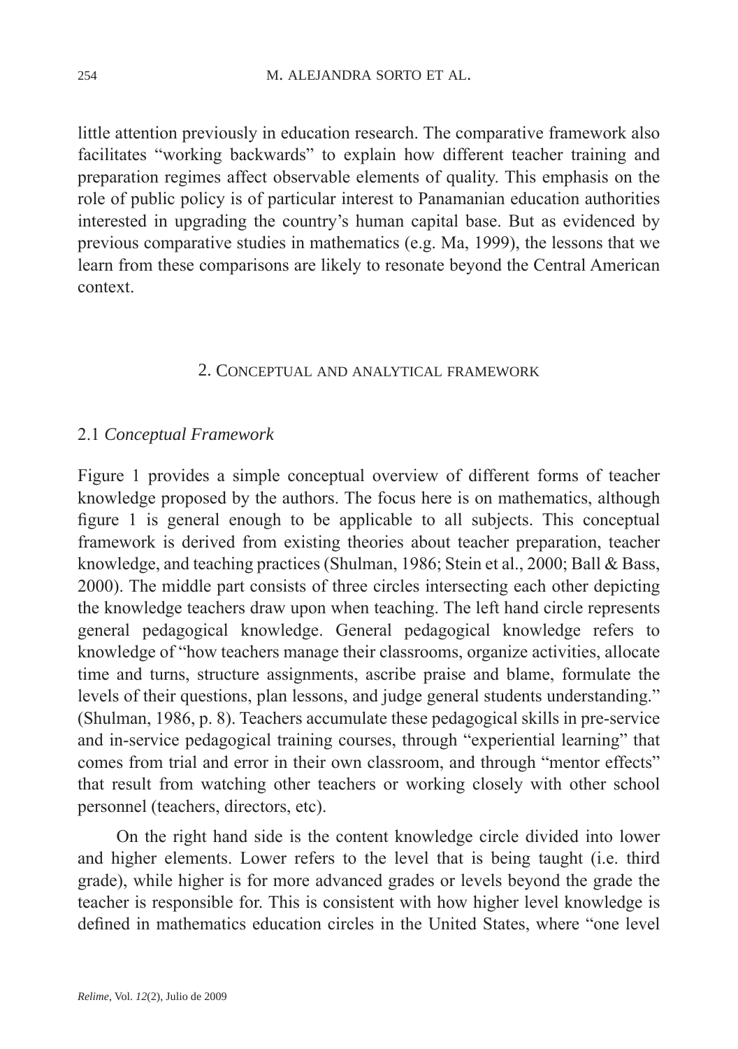little attention previously in education research. The comparative framework also facilitates "working backwards" to explain how different teacher training and preparation regimes affect observable elements of quality. This emphasis on the role of public policy is of particular interest to Panamanian education authorities interested in upgrading the country's human capital base. But as evidenced by previous comparative studies in mathematics (e.g. Ma, 1999), the lessons that we learn from these comparisons are likely to resonate beyond the Central American context.

## 2. Conceptual and analytical framework

### 2.1 *Conceptual Framework*

Figure 1 provides a simple conceptual overview of different forms of teacher knowledge proposed by the authors. The focus here is on mathematics, although figure 1 is general enough to be applicable to all subjects. This conceptual framework is derived from existing theories about teacher preparation, teacher knowledge, and teaching practices (Shulman, 1986; Stein et al., 2000; Ball & Bass, 2000). The middle part consists of three circles intersecting each other depicting the knowledge teachers draw upon when teaching. The left hand circle represents general pedagogical knowledge. General pedagogical knowledge refers to knowledge of "how teachers manage their classrooms, organize activities, allocate time and turns, structure assignments, ascribe praise and blame, formulate the levels of their questions, plan lessons, and judge general students understanding." (Shulman, 1986, p. 8). Teachers accumulate these pedagogical skills in pre-service and in-service pedagogical training courses, through "experiential learning" that comes from trial and error in their own classroom, and through "mentor effects" that result from watching other teachers or working closely with other school personnel (teachers, directors, etc).

On the right hand side is the content knowledge circle divided into lower and higher elements. Lower refers to the level that is being taught (i.e. third grade), while higher is for more advanced grades or levels beyond the grade the teacher is responsible for. This is consistent with how higher level knowledge is defined in mathematics education circles in the United States, where "one level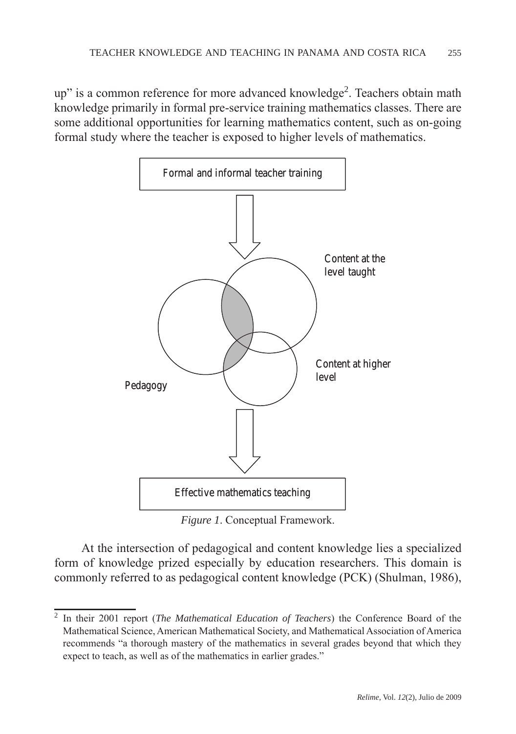up" is a common reference for more advanced knowledge[2]. Teachers obtain math knowledge primarily in formal pre-service training mathematics classes. There are some additional opportunities for learning mathematics content, such as on-going formal study where the teacher is exposed to higher levels of mathematics.

Formal and informal teacher training

Content at the level taught

Pedagogy

Content at higher level

Effective mathematics teaching

*Figure 1*. Conceptual Framework.

At the intersection of pedagogical and content knowledge lies a specialized form of knowledge prized especially by education researchers. This domain is commonly referred to as pedagogical content knowledge (PCK) (Shulman, 1986),

[2] In their 2001 report (*The Mathematical Education of Teachers*) the Conference Board of the Mathematical Science, American Mathematical Society, and Mathematical Association of America recommends "a thorough mastery of the mathematics in several grades beyond that which they expect to teach, as well as of the mathematics in earlier grades."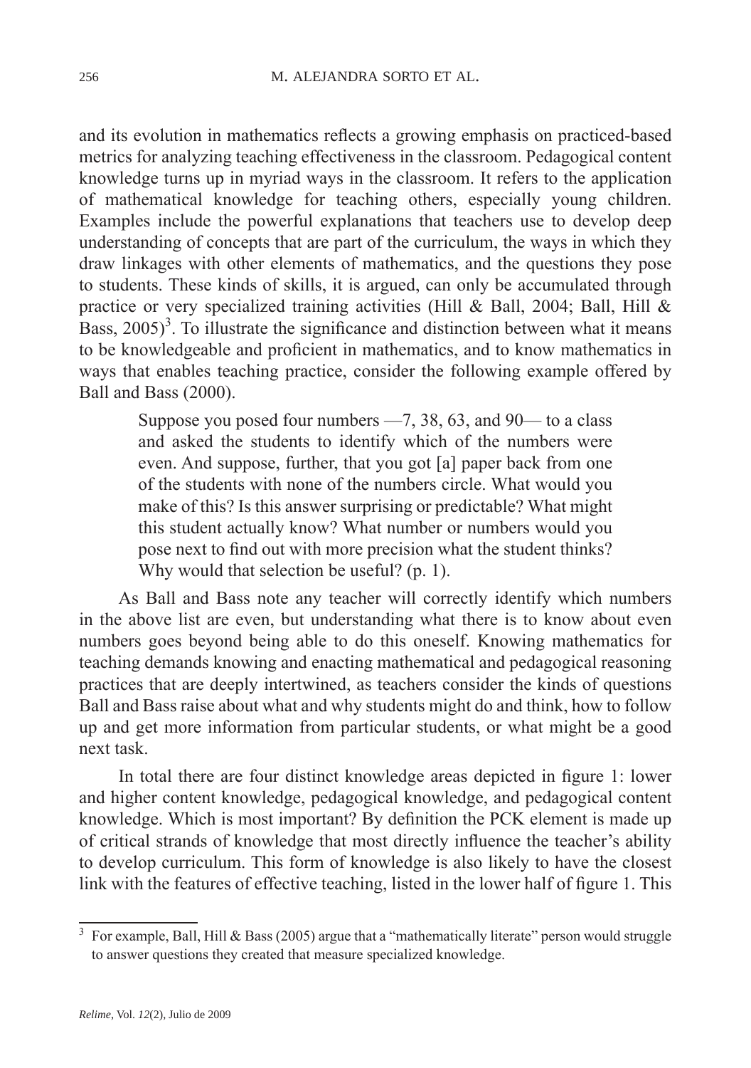and its evolution in mathematics reflects a growing emphasis on practiced-based metrics for analyzing teaching effectiveness in the classroom. Pedagogical content knowledge turns up in myriad ways in the classroom. It refers to the application of mathematical knowledge for teaching others, especially young children. Examples include the powerful explanations that teachers use to develop deep understanding of concepts that are part of the curriculum, the ways in which they draw linkages with other elements of mathematics, and the questions they pose to students. These kinds of skills, it is argued, can only be accumulated through practice or very specialized training activities (Hill & Ball, 2004; Ball, Hill & Bass, 2005)[3]. To illustrate the significance and distinction between what it means to be knowledgeable and proficient in mathematics, and to know mathematics in ways that enables teaching practice, consider the following example offered by Ball and Bass (2000).

> Suppose you posed four numbers —7, 38, 63, and 90— to a class and asked the students to identify which of the numbers were even. And suppose, further, that you got [a] paper back from one of the students with none of the numbers circle. What would you make of this? Is this answer surprising or predictable? What might this student actually know? What number or numbers would you pose next to find out with more precision what the student thinks? Why would that selection be useful? (p. 1).

As Ball and Bass note any teacher will correctly identify which numbers in the above list are even, but understanding what there is to know about even numbers goes beyond being able to do this oneself. Knowing mathematics for teaching demands knowing and enacting mathematical and pedagogical reasoning practices that are deeply intertwined, as teachers consider the kinds of questions Ball and Bass raise about what and why students might do and think, how to follow up and get more information from particular students, or what might be a good next task.

In total there are four distinct knowledge areas depicted in figure 1: lower and higher content knowledge, pedagogical knowledge, and pedagogical content knowledge. Which is most important? By definition the PCK element is made up of critical strands of knowledge that most directly influence the teacher's ability to develop curriculum. This form of knowledge is also likely to have the closest link with the features of effective teaching, listed in the lower half of figure 1. This

[3] For example, Ball, Hill & Bass (2005) argue that a "mathematically literate" person would struggle to answer questions they created that measure specialized knowledge.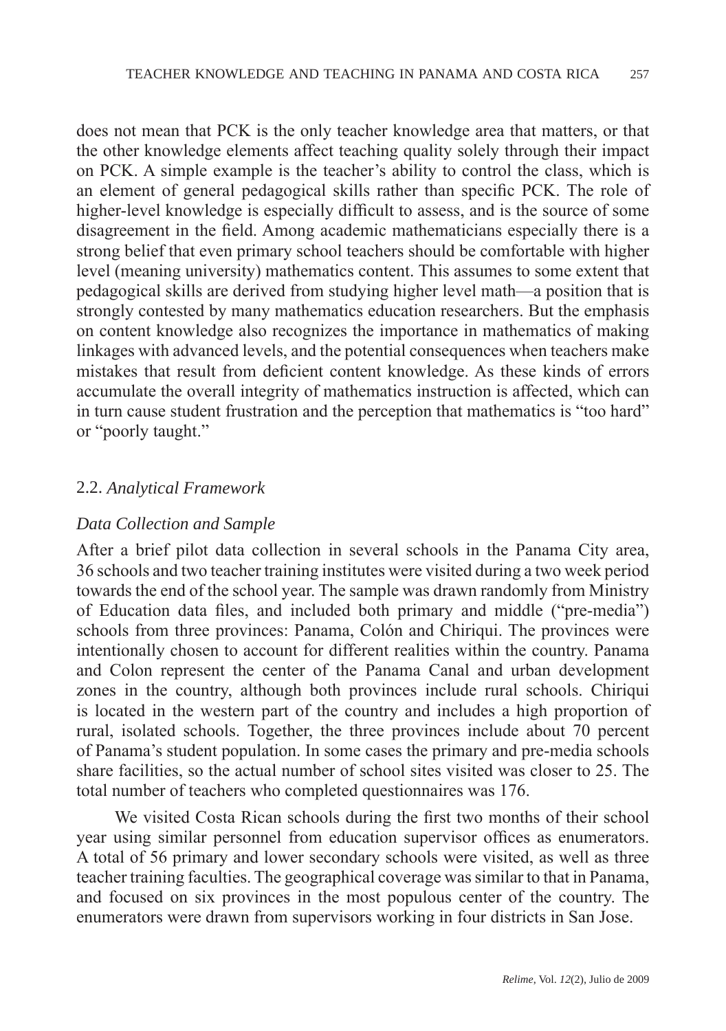does not mean that PCK is the only teacher knowledge area that matters, or that the other knowledge elements affect teaching quality solely through their impact on PCK. A simple example is the teacher's ability to control the class, which is an element of general pedagogical skills rather than specific PCK. The role of higher-level knowledge is especially difficult to assess, and is the source of some disagreement in the field. Among academic mathematicians especially there is a strong belief that even primary school teachers should be comfortable with higher level (meaning university) mathematics content. This assumes to some extent that pedagogical skills are derived from studying higher level math—a position that is strongly contested by many mathematics education researchers. But the emphasis on content knowledge also recognizes the importance in mathematics of making linkages with advanced levels, and the potential consequences when teachers make mistakes that result from deficient content knowledge. As these kinds of errors accumulate the overall integrity of mathematics instruction is affected, which can in turn cause student frustration and the perception that mathematics is "too hard" or "poorly taught."

## 2.2. *Analytical Framework*

### *Data Collection and Sample*

After a brief pilot data collection in several schools in the Panama City area, 36 schools and two teacher training institutes were visited during a two week period towards the end of the school year. The sample was drawn randomly from Ministry of Education data files, and included both primary and middle ("pre-media") schools from three provinces: Panama, Colón and Chiriqui. The provinces were intentionally chosen to account for different realities within the country. Panama and Colon represent the center of the Panama Canal and urban development zones in the country, although both provinces include rural schools. Chiriqui is located in the western part of the country and includes a high proportion of rural, isolated schools. Together, the three provinces include about 70 percent of Panama's student population. In some cases the primary and pre-media schools share facilities, so the actual number of school sites visited was closer to 25. The total number of teachers who completed questionnaires was 176.

We visited Costa Rican schools during the first two months of their school year using similar personnel from education supervisor offices as enumerators. A total of 56 primary and lower secondary schools were visited, as well as three teacher training faculties. The geographical coverage was similar to that in Panama, and focused on six provinces in the most populous center of the country. The enumerators were drawn from supervisors working in four districts in San Jose.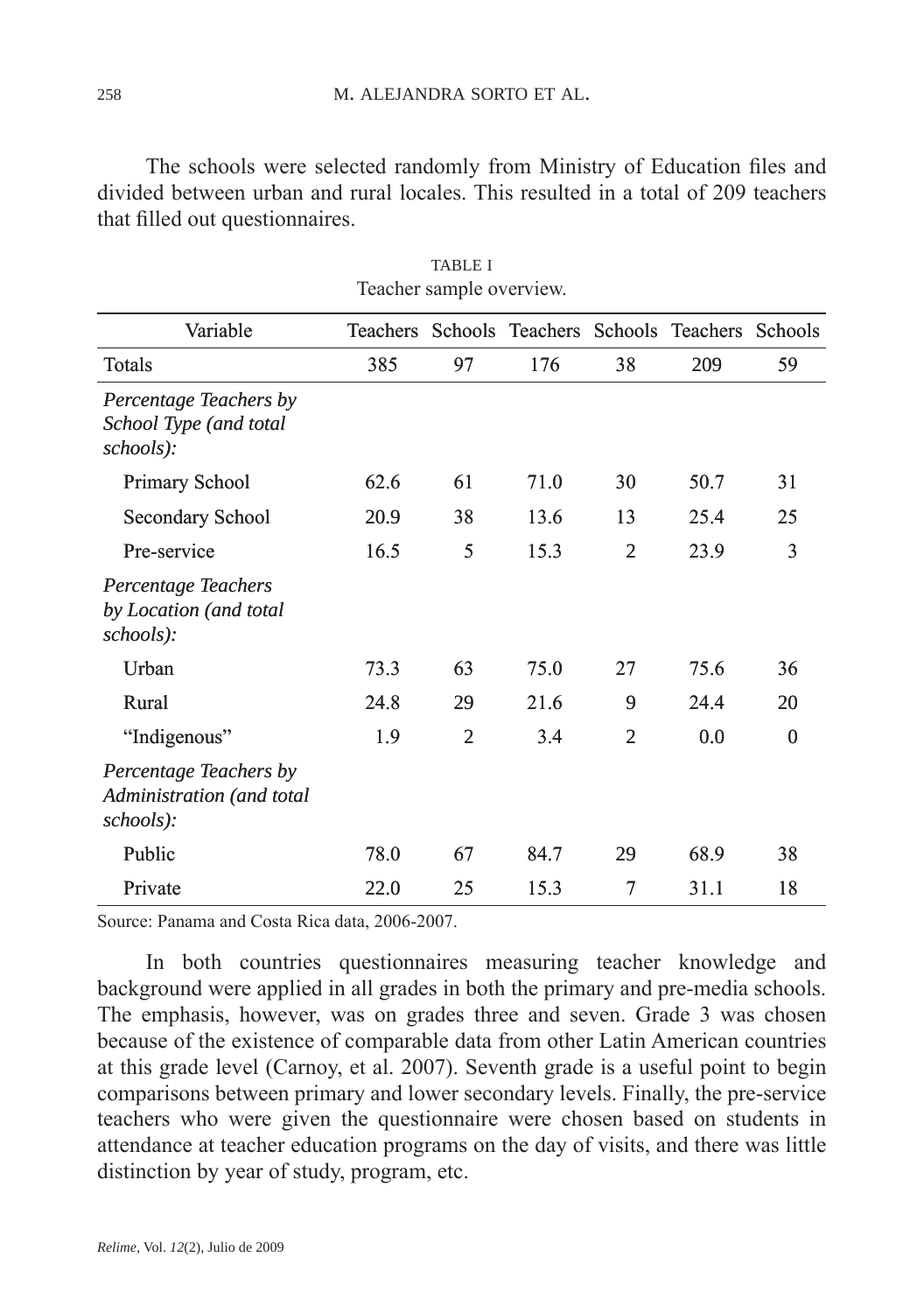The schools were selected randomly from Ministry of Education files and divided between urban and rural locales. This resulted in a total of 209 teachers that filled out questionnaires.

TABLE I
Teacher sample overview.

| Variable | Teachers | Schools | Teachers | Schools | Teachers | Schools |
|---|---|---|---|---|---|---|
| Totals | 385 | 97 | 176 | 38 | 209 | 59 |
| *Percentage Teachers by School Type (and total schools):* | | | | | | |
| Primary School | 62.6 | 61 | 71.0 | 30 | 50.7 | 31 |
| Secondary School | 20.9 | 38 | 13.6 | 13 | 25.4 | 25 |
| Pre-service | 16.5 | 5 | 15.3 | 2 | 23.9 | 3 |
| *Percentage Teachers by Location (and total schools):* | | | | | | |
| Urban | 73.3 | 63 | 75.0 | 27 | 75.6 | 36 |
| Rural | 24.8 | 29 | 21.6 | 9 | 24.4 | 20 |
| "Indigenous" | 1.9 | 2 | 3.4 | 2 | 0.0 | 0 |
| *Percentage Teachers by Administration (and total schools):* | | | | | | |
| Public | 78.0 | 67 | 84.7 | 29 | 68.9 | 38 |
| Private | 22.0 | 25 | 15.3 | 7 | 31.1 | 18 |

Source: Panama and Costa Rica data, 2006-2007.

In both countries questionnaires measuring teacher knowledge and background were applied in all grades in both the primary and pre-media schools. The emphasis, however, was on grades three and seven. Grade 3 was chosen because of the existence of comparable data from other Latin American countries at this grade level (Carnoy, et al. 2007). Seventh grade is a useful point to begin comparisons between primary and lower secondary levels. Finally, the pre-service teachers who were given the questionnaire were chosen based on students in attendance at teacher education programs on the day of visits, and there was little distinction by year of study, program, etc.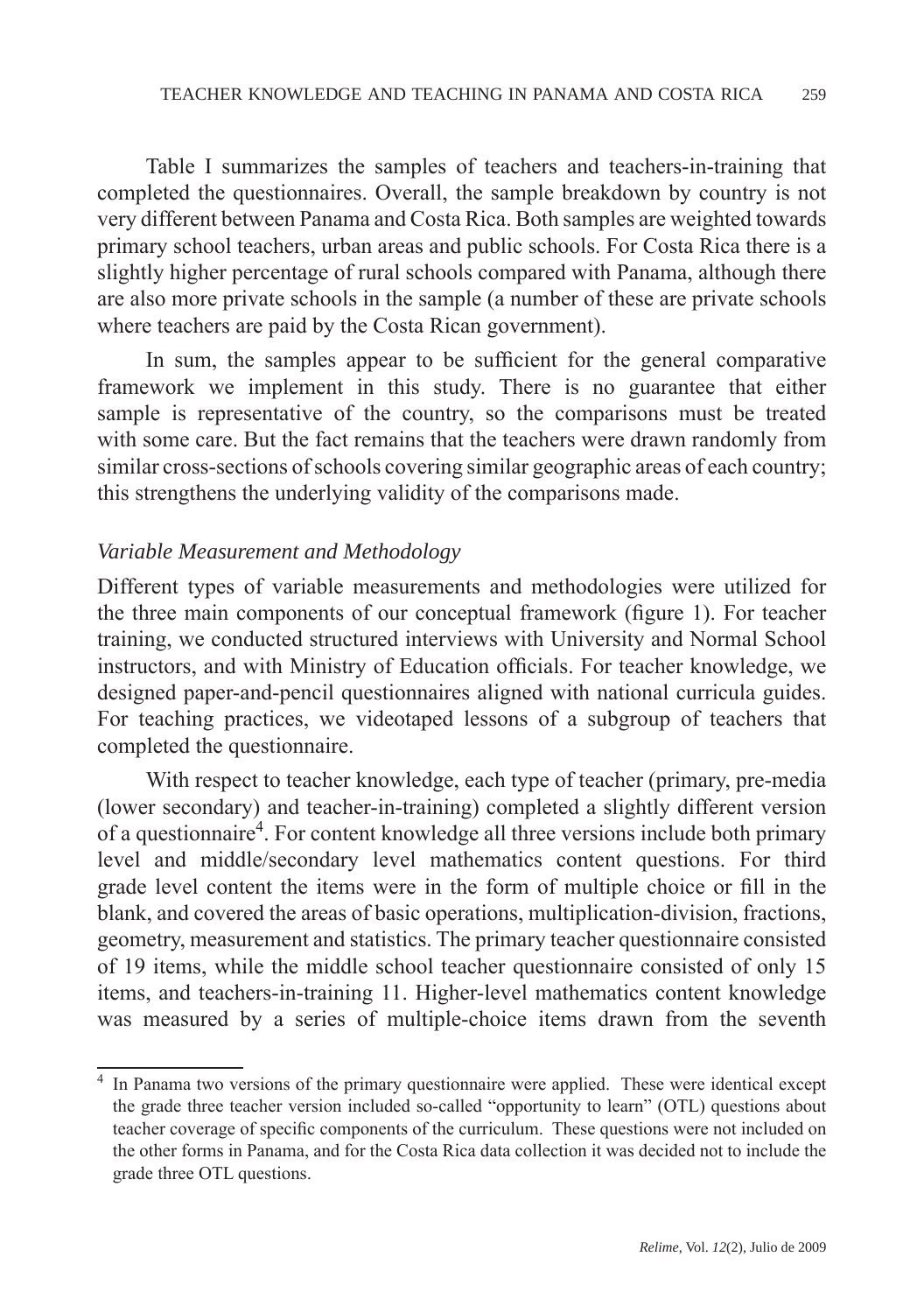Table I summarizes the samples of teachers and teachers-in-training that completed the questionnaires. Overall, the sample breakdown by country is not very different between Panama and Costa Rica. Both samples are weighted towards primary school teachers, urban areas and public schools. For Costa Rica there is a slightly higher percentage of rural schools compared with Panama, although there are also more private schools in the sample (a number of these are private schools where teachers are paid by the Costa Rican government).

In sum, the samples appear to be sufficient for the general comparative framework we implement in this study. There is no guarantee that either sample is representative of the country, so the comparisons must be treated with some care. But the fact remains that the teachers were drawn randomly from similar cross-sections of schools covering similar geographic areas of each country; this strengthens the underlying validity of the comparisons made.

### *Variable Measurement and Methodology*

Different types of variable measurements and methodologies were utilized for the three main components of our conceptual framework (figure 1). For teacher training, we conducted structured interviews with University and Normal School instructors, and with Ministry of Education officials. For teacher knowledge, we designed paper-and-pencil questionnaires aligned with national curricula guides. For teaching practices, we videotaped lessons of a subgroup of teachers that completed the questionnaire.

With respect to teacher knowledge, each type of teacher (primary, pre-media (lower secondary) and teacher-in-training) completed a slightly different version of a questionnaire[4]. For content knowledge all three versions include both primary level and middle/secondary level mathematics content questions. For third grade level content the items were in the form of multiple choice or fill in the blank, and covered the areas of basic operations, multiplication-division, fractions, geometry, measurement and statistics. The primary teacher questionnaire consisted of 19 items, while the middle school teacher questionnaire consisted of only 15 items, and teachers-in-training 11. Higher-level mathematics content knowledge was measured by a series of multiple-choice items drawn from the seventh

[4] In Panama two versions of the primary questionnaire were applied. These were identical except the grade three teacher version included so-called "opportunity to learn" (OTL) questions about teacher coverage of specific components of the curriculum. These questions were not included on the other forms in Panama, and for the Costa Rica data collection it was decided not to include the grade three OTL questions.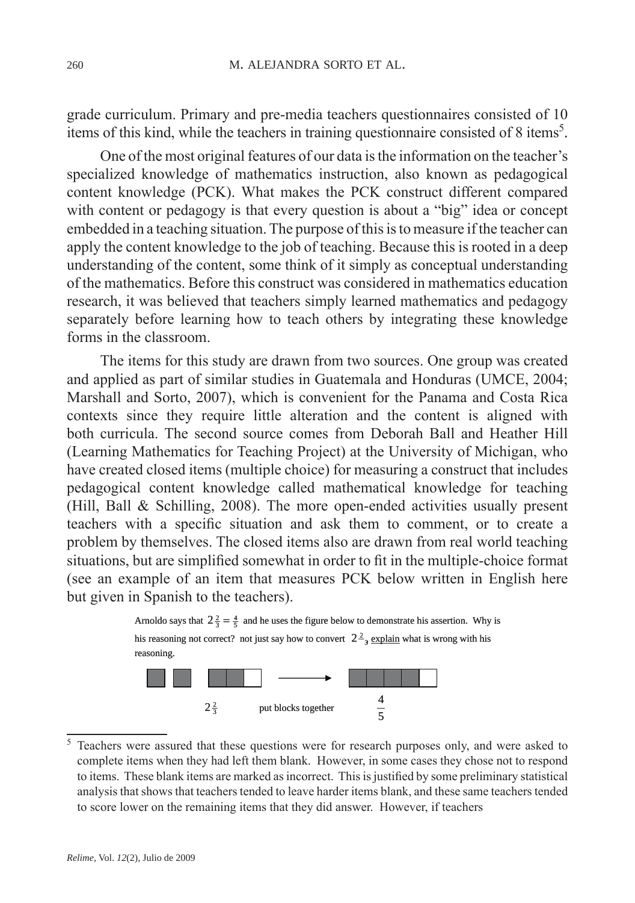grade curriculum. Primary and pre-media teachers questionnaires consisted of 10 items of this kind, while the teachers in training questionnaire consisted of 8 items[5].

One of the most original features of our data is the information on the teacher's specialized knowledge of mathematics instruction, also known as pedagogical content knowledge (PCK). What makes the PCK construct different compared with content or pedagogy is that every question is about a "big" idea or concept embedded in a teaching situation. The purpose of this is to measure if the teacher can apply the content knowledge to the job of teaching. Because this is rooted in a deep understanding of the content, some think of it simply as conceptual understanding of the mathematics. Before this construct was considered in mathematics education research, it was believed that teachers simply learned mathematics and pedagogy separately before learning how to teach others by integrating these knowledge forms in the classroom.

The items for this study are drawn from two sources. One group was created and applied as part of similar studies in Guatemala and Honduras (UMCE, 2004; Marshall and Sorto, 2007), which is convenient for the Panama and Costa Rica contexts since they require little alteration and the content is aligned with both curricula. The second source comes from Deborah Ball and Heather Hill (Learning Mathematics for Teaching Project) at the University of Michigan, who have created closed items (multiple choice) for measuring a construct that includes pedagogical content knowledge called mathematical knowledge for teaching (Hill, Ball & Schilling, 2008). The more open-ended activities usually present teachers with a specific situation and ask them to comment, or to create a problem by themselves. The closed items also are drawn from real world teaching situations, but are simplified somewhat in order to fit in the multiple-choice format (see an example of an item that measures PCK below written in English here but given in Spanish to the teachers).

Arnoldo says that $2\frac{2}{3} = \frac{4}{5}$ and he uses the figure below to demonstrate his assertion. Why is his reasoning not correct? not just say how to convert $2\frac{2}{3}$ explain what is wrong with his reasoning.

$2\frac{2}{3}$ put blocks together $\frac{4}{5}$

[5] Teachers were assured that these questions were for research purposes only, and were asked to complete items when they had left them blank. However, in some cases they chose not to respond to items. These blank items are marked as incorrect. This is justified by some preliminary statistical analysis that shows that teachers tended to leave harder items blank, and these same teachers tended to score lower on the remaining items that they did answer. However, if teachers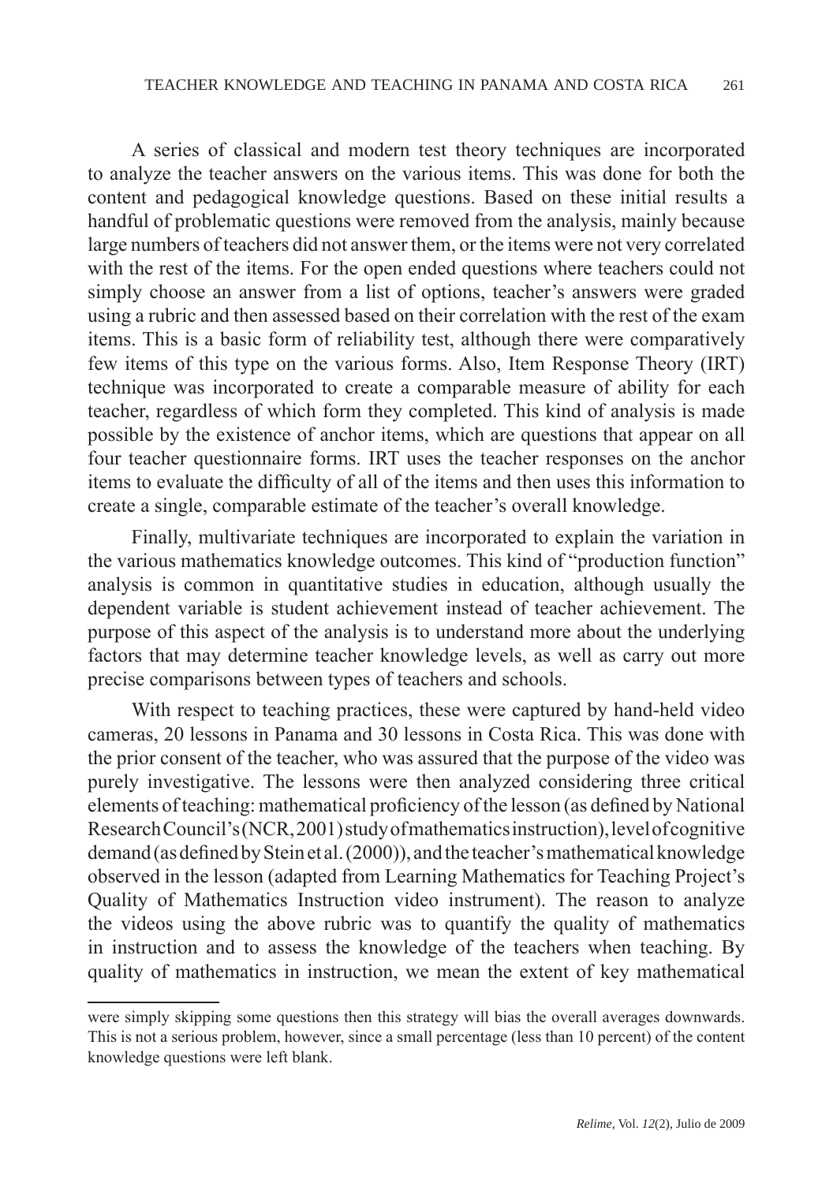A series of classical and modern test theory techniques are incorporated to analyze the teacher answers on the various items. This was done for both the content and pedagogical knowledge questions. Based on these initial results a handful of problematic questions were removed from the analysis, mainly because large numbers of teachers did not answer them, or the items were not very correlated with the rest of the items. For the open ended questions where teachers could not simply choose an answer from a list of options, teacher's answers were graded using a rubric and then assessed based on their correlation with the rest of the exam items. This is a basic form of reliability test, although there were comparatively few items of this type on the various forms. Also, Item Response Theory (IRT) technique was incorporated to create a comparable measure of ability for each teacher, regardless of which form they completed. This kind of analysis is made possible by the existence of anchor items, which are questions that appear on all four teacher questionnaire forms. IRT uses the teacher responses on the anchor items to evaluate the difficulty of all of the items and then uses this information to create a single, comparable estimate of the teacher's overall knowledge.

Finally, multivariate techniques are incorporated to explain the variation in the various mathematics knowledge outcomes. This kind of "production function" analysis is common in quantitative studies in education, although usually the dependent variable is student achievement instead of teacher achievement. The purpose of this aspect of the analysis is to understand more about the underlying factors that may determine teacher knowledge levels, as well as carry out more precise comparisons between types of teachers and schools.

With respect to teaching practices, these were captured by hand-held video cameras, 20 lessons in Panama and 30 lessons in Costa Rica. This was done with the prior consent of the teacher, who was assured that the purpose of the video was purely investigative. The lessons were then analyzed considering three critical elements of teaching: mathematical proficiency of the lesson (as defined by National Research Council's (NCR, 2001) study of mathematics instruction), level of cognitive demand (as defined by Stein et al. (2000)), and the teacher's mathematical knowledge observed in the lesson (adapted from Learning Mathematics for Teaching Project's Quality of Mathematics Instruction video instrument). The reason to analyze the videos using the above rubric was to quantify the quality of mathematics in instruction and to assess the knowledge of the teachers when teaching. By quality of mathematics in instruction, we mean the extent of key mathematical

---

were simply skipping some questions then this strategy will bias the overall averages downwards. This is not a serious problem, however, since a small percentage (less than 10 percent) of the content knowledge questions were left blank.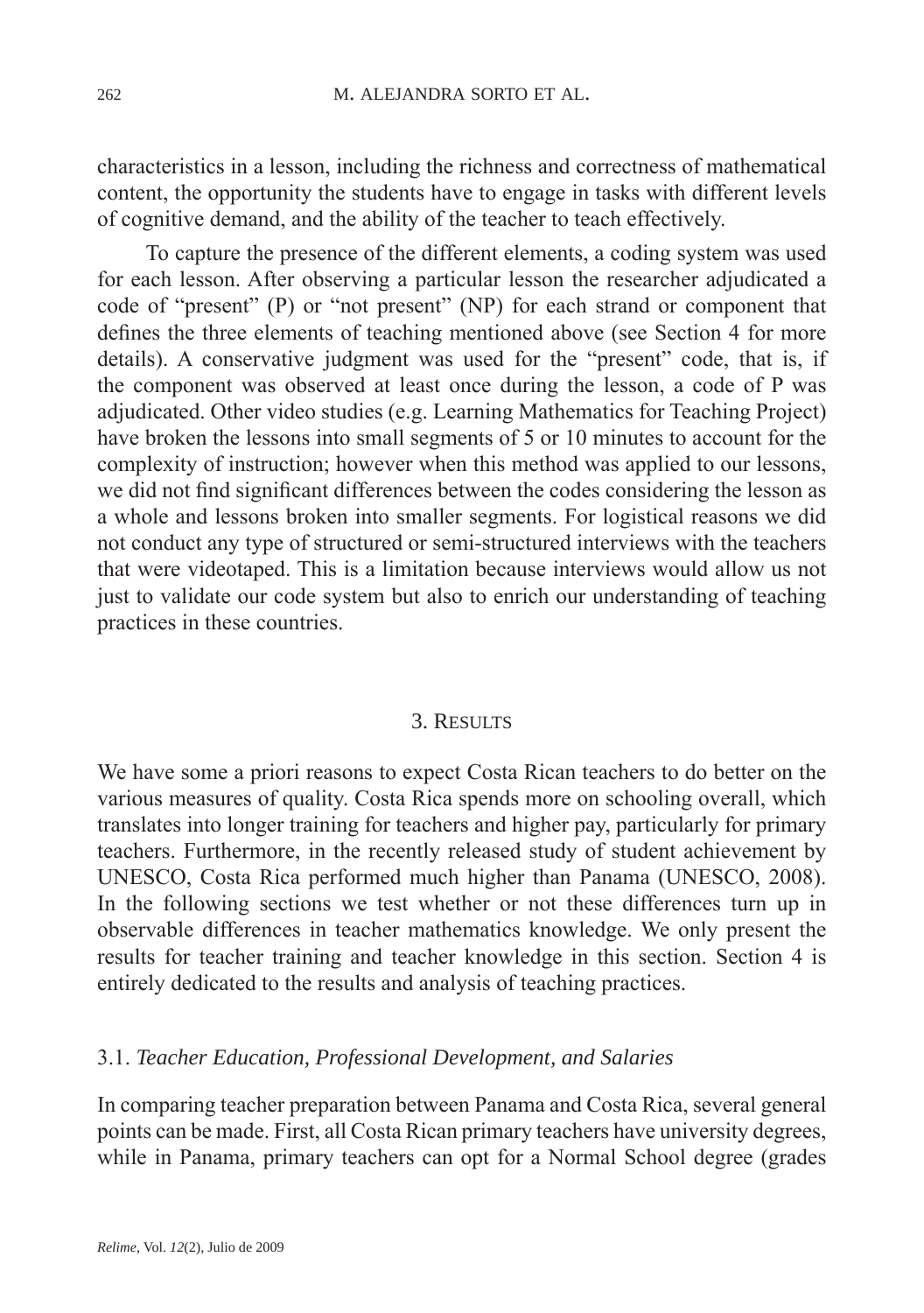characteristics in a lesson, including the richness and correctness of mathematical content, the opportunity the students have to engage in tasks with different levels of cognitive demand, and the ability of the teacher to teach effectively.

To capture the presence of the different elements, a coding system was used for each lesson. After observing a particular lesson the researcher adjudicated a code of "present" (P) or "not present" (NP) for each strand or component that defines the three elements of teaching mentioned above (see Section 4 for more details). A conservative judgment was used for the "present" code, that is, if the component was observed at least once during the lesson, a code of P was adjudicated. Other video studies (e.g. Learning Mathematics for Teaching Project) have broken the lessons into small segments of 5 or 10 minutes to account for the complexity of instruction; however when this method was applied to our lessons, we did not find significant differences between the codes considering the lesson as a whole and lessons broken into smaller segments. For logistical reasons we did not conduct any type of structured or semi-structured interviews with the teachers that were videotaped. This is a limitation because interviews would allow us not just to validate our code system but also to enrich our understanding of teaching practices in these countries.

## 3. Results

We have some a priori reasons to expect Costa Rican teachers to do better on the various measures of quality. Costa Rica spends more on schooling overall, which translates into longer training for teachers and higher pay, particularly for primary teachers. Furthermore, in the recently released study of student achievement by UNESCO, Costa Rica performed much higher than Panama (UNESCO, 2008). In the following sections we test whether or not these differences turn up in observable differences in teacher mathematics knowledge. We only present the results for teacher training and teacher knowledge in this section. Section 4 is entirely dedicated to the results and analysis of teaching practices.

### 3.1. *Teacher Education, Professional Development, and Salaries*

In comparing teacher preparation between Panama and Costa Rica, several general points can be made. First, all Costa Rican primary teachers have university degrees, while in Panama, primary teachers can opt for a Normal School degree (grades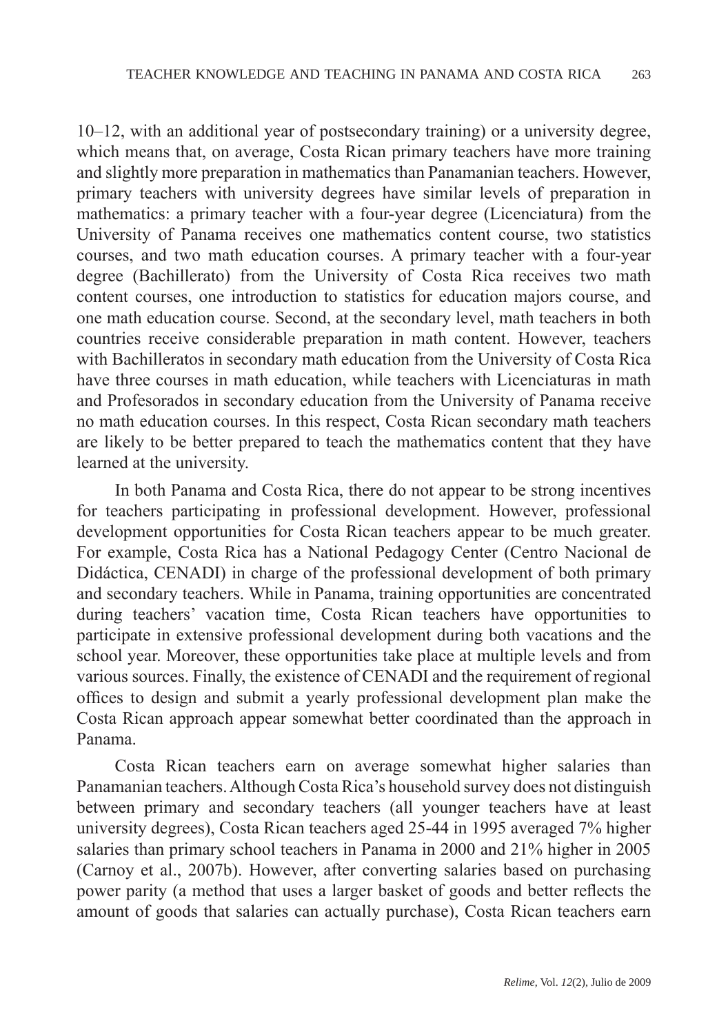10–12, with an additional year of postsecondary training) or a university degree, which means that, on average, Costa Rican primary teachers have more training and slightly more preparation in mathematics than Panamanian teachers. However, primary teachers with university degrees have similar levels of preparation in mathematics: a primary teacher with a four-year degree (Licenciatura) from the University of Panama receives one mathematics content course, two statistics courses, and two math education courses. A primary teacher with a four-year degree (Bachillerato) from the University of Costa Rica receives two math content courses, one introduction to statistics for education majors course, and one math education course. Second, at the secondary level, math teachers in both countries receive considerable preparation in math content. However, teachers with Bachilleratos in secondary math education from the University of Costa Rica have three courses in math education, while teachers with Licenciaturas in math and Profesorados in secondary education from the University of Panama receive no math education courses. In this respect, Costa Rican secondary math teachers are likely to be better prepared to teach the mathematics content that they have learned at the university.

In both Panama and Costa Rica, there do not appear to be strong incentives for teachers participating in professional development. However, professional development opportunities for Costa Rican teachers appear to be much greater. For example, Costa Rica has a National Pedagogy Center (Centro Nacional de Didáctica, CENADI) in charge of the professional development of both primary and secondary teachers. While in Panama, training opportunities are concentrated during teachers' vacation time, Costa Rican teachers have opportunities to participate in extensive professional development during both vacations and the school year. Moreover, these opportunities take place at multiple levels and from various sources. Finally, the existence of CENADI and the requirement of regional offices to design and submit a yearly professional development plan make the Costa Rican approach appear somewhat better coordinated than the approach in Panama.

Costa Rican teachers earn on average somewhat higher salaries than Panamanian teachers. Although Costa Rica's household survey does not distinguish between primary and secondary teachers (all younger teachers have at least university degrees), Costa Rican teachers aged 25-44 in 1995 averaged 7% higher salaries than primary school teachers in Panama in 2000 and 21% higher in 2005 (Carnoy et al., 2007b). However, after converting salaries based on purchasing power parity (a method that uses a larger basket of goods and better reflects the amount of goods that salaries can actually purchase), Costa Rican teachers earn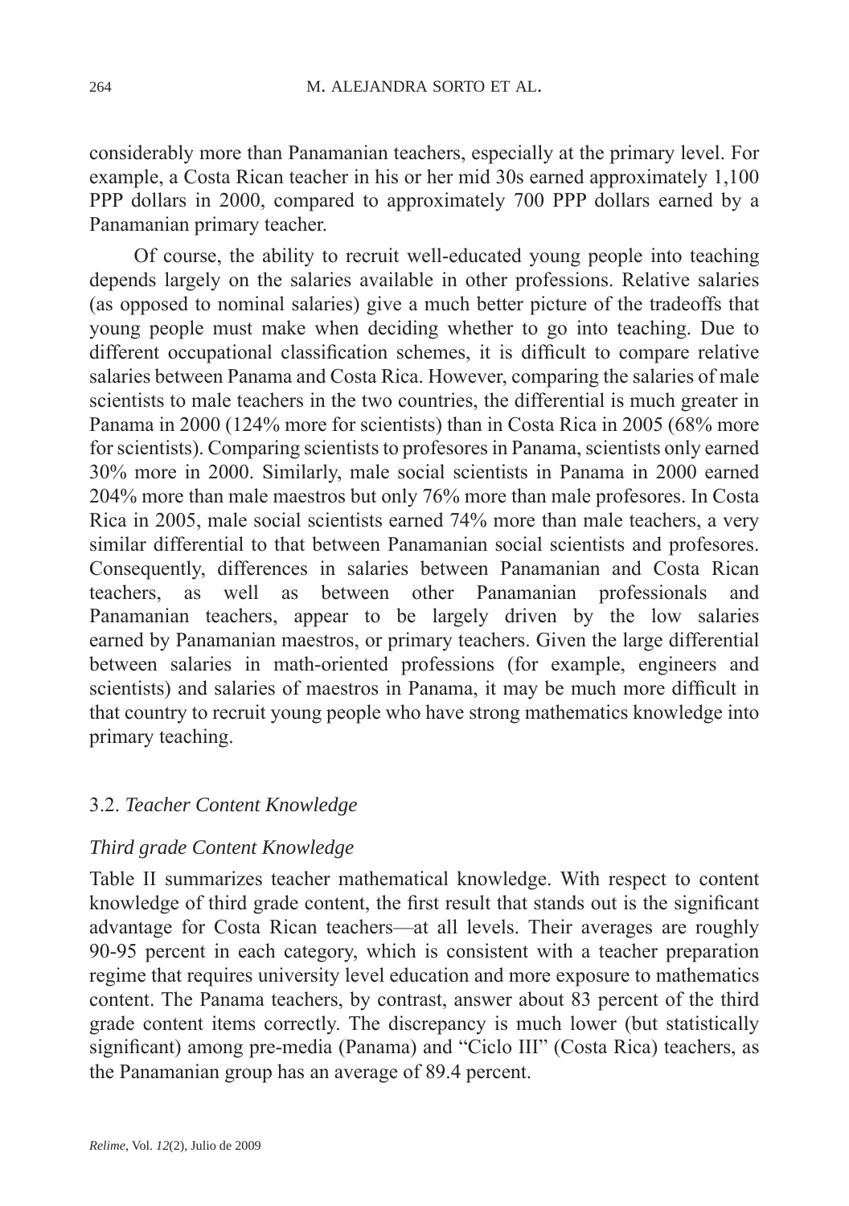considerably more than Panamanian teachers, especially at the primary level. For example, a Costa Rican teacher in his or her mid 30s earned approximately 1,100 PPP dollars in 2000, compared to approximately 700 PPP dollars earned by a Panamanian primary teacher.

Of course, the ability to recruit well-educated young people into teaching depends largely on the salaries available in other professions. Relative salaries (as opposed to nominal salaries) give a much better picture of the tradeoffs that young people must make when deciding whether to go into teaching. Due to different occupational classification schemes, it is difficult to compare relative salaries between Panama and Costa Rica. However, comparing the salaries of male scientists to male teachers in the two countries, the differential is much greater in Panama in 2000 (124% more for scientists) than in Costa Rica in 2005 (68% more for scientists). Comparing scientists to profesores in Panama, scientists only earned 30% more in 2000. Similarly, male social scientists in Panama in 2000 earned 204% more than male maestros but only 76% more than male profesores. In Costa Rica in 2005, male social scientists earned 74% more than male teachers, a very similar differential to that between Panamanian social scientists and profesores. Consequently, differences in salaries between Panamanian and Costa Rican teachers, as well as between other Panamanian professionals and Panamanian teachers, appear to be largely driven by the low salaries earned by Panamanian maestros, or primary teachers. Given the large differential between salaries in math-oriented professions (for example, engineers and scientists) and salaries of maestros in Panama, it may be much more difficult in that country to recruit young people who have strong mathematics knowledge into primary teaching.

### 3.2. *Teacher Content Knowledge*

#### *Third grade Content Knowledge*

Table II summarizes teacher mathematical knowledge. With respect to content knowledge of third grade content, the first result that stands out is the significant advantage for Costa Rican teachers—at all levels. Their averages are roughly 90-95 percent in each category, which is consistent with a teacher preparation regime that requires university level education and more exposure to mathematics content. The Panama teachers, by contrast, answer about 83 percent of the third grade content items correctly. The discrepancy is much lower (but statistically significant) among pre-media (Panama) and "Ciclo III" (Costa Rica) teachers, as the Panamanian group has an average of 89.4 percent.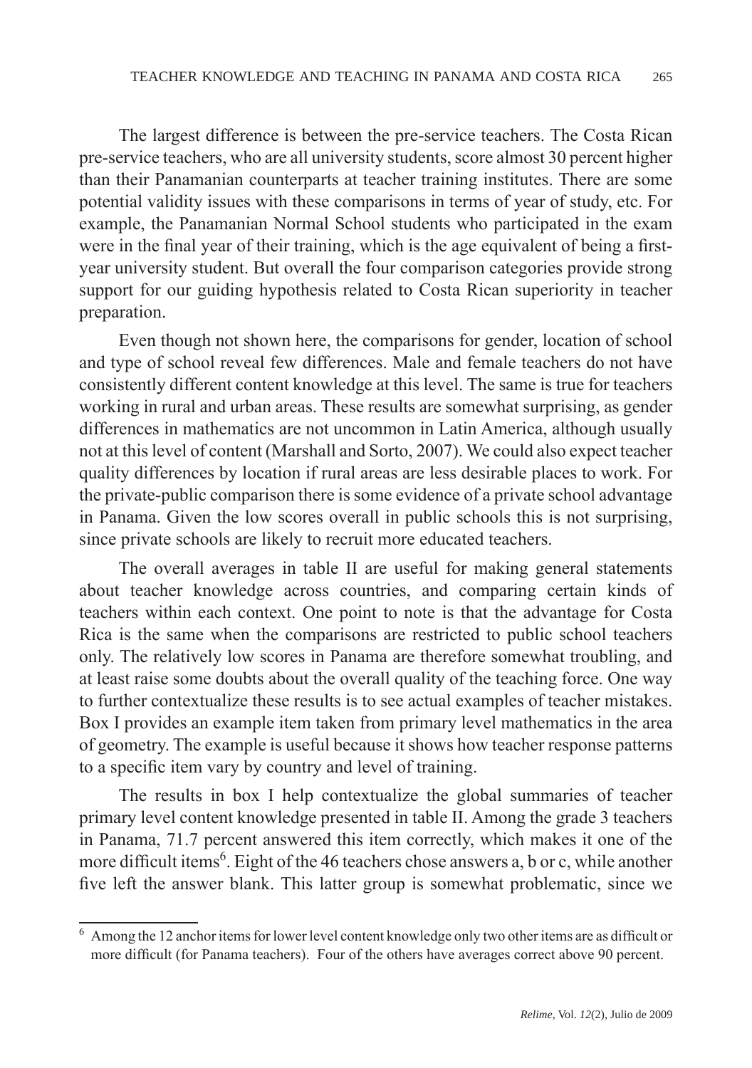The largest difference is between the pre-service teachers. The Costa Rican pre-service teachers, who are all university students, score almost 30 percent higher than their Panamanian counterparts at teacher training institutes. There are some potential validity issues with these comparisons in terms of year of study, etc. For example, the Panamanian Normal School students who participated in the exam were in the final year of their training, which is the age equivalent of being a first-year university student. But overall the four comparison categories provide strong support for our guiding hypothesis related to Costa Rican superiority in teacher preparation.

Even though not shown here, the comparisons for gender, location of school and type of school reveal few differences. Male and female teachers do not have consistently different content knowledge at this level. The same is true for teachers working in rural and urban areas. These results are somewhat surprising, as gender differences in mathematics are not uncommon in Latin America, although usually not at this level of content (Marshall and Sorto, 2007). We could also expect teacher quality differences by location if rural areas are less desirable places to work. For the private-public comparison there is some evidence of a private school advantage in Panama. Given the low scores overall in public schools this is not surprising, since private schools are likely to recruit more educated teachers.

The overall averages in table II are useful for making general statements about teacher knowledge across countries, and comparing certain kinds of teachers within each context. One point to note is that the advantage for Costa Rica is the same when the comparisons are restricted to public school teachers only. The relatively low scores in Panama are therefore somewhat troubling, and at least raise some doubts about the overall quality of the teaching force. One way to further contextualize these results is to see actual examples of teacher mistakes. Box I provides an example item taken from primary level mathematics in the area of geometry. The example is useful because it shows how teacher response patterns to a specific item vary by country and level of training.

The results in box I help contextualize the global summaries of teacher primary level content knowledge presented in table II. Among the grade 3 teachers in Panama, 71.7 percent answered this item correctly, which makes it one of the more difficult items[6]. Eight of the 46 teachers chose answers a, b or c, while another five left the answer blank. This latter group is somewhat problematic, since we

[6] Among the 12 anchor items for lower level content knowledge only two other items are as difficult or more difficult (for Panama teachers). Four of the others have averages correct above 90 percent.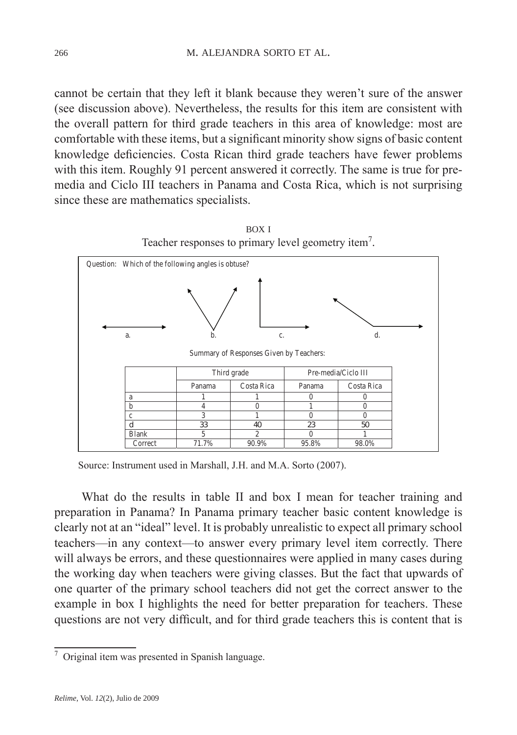cannot be certain that they left it blank because they weren't sure of the answer (see discussion above). Nevertheless, the results for this item are consistent with the overall pattern for third grade teachers in this area of knowledge: most are comfortable with these items, but a significant minority show signs of basic content knowledge deficiencies. Costa Rican third grade teachers have fewer problems with this item. Roughly 91 percent answered it correctly. The same is true for pre-media and Ciclo III teachers in Panama and Costa Rica, which is not surprising since these are mathematics specialists.

BOX I

Teacher responses to primary level geometry item[7].

Question: Which of the following angles is obtuse?

a. b. c. d.

Summary of Responses Given by Teachers:

| | Third grade | | Pre-media/Ciclo III | |
|---|---|---|---|---|
| | Panama | Costa Rica | Panama | Costa Rica |
| a | 1 | 1 | 0 | 0 |
| b | 4 | 0 | 1 | 0 |
| c | 3 | 1 | 0 | 0 |
| d | 33 | 40 | 23 | 50 |
| Blank | 5 | 2 | 0 | 1 |
| Correct | 71.7% | 90.9% | 95.8% | 98.0% |

Source: Instrument used in Marshall, J.H. and M.A. Sorto (2007).

What do the results in table II and box I mean for teacher training and preparation in Panama? In Panama primary teacher basic content knowledge is clearly not at an "ideal" level. It is probably unrealistic to expect all primary school teachers—in any context—to answer every primary level item correctly. There will always be errors, and these questionnaires were applied in many cases during the working day when teachers were giving classes. But the fact that upwards of one quarter of the primary school teachers did not get the correct answer to the example in box I highlights the need for better preparation for teachers. These questions are not very difficult, and for third grade teachers this is content that is

[7] Original item was presented in Spanish language.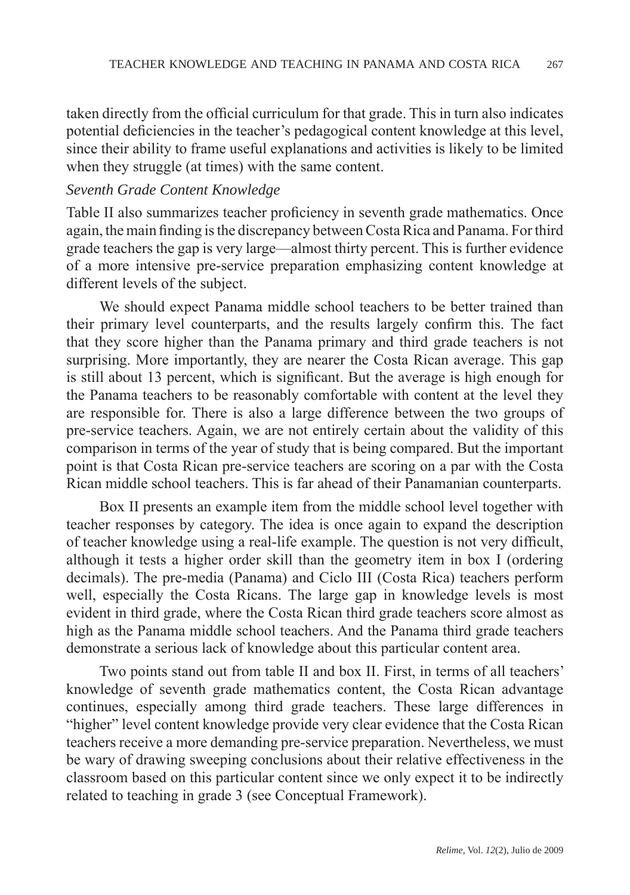taken directly from the official curriculum for that grade. This in turn also indicates potential deficiencies in the teacher's pedagogical content knowledge at this level, since their ability to frame useful explanations and activities is likely to be limited when they struggle (at times) with the same content.

### *Seventh Grade Content Knowledge*

Table II also summarizes teacher proficiency in seventh grade mathematics. Once again, the main finding is the discrepancy between Costa Rica and Panama. For third grade teachers the gap is very large—almost thirty percent. This is further evidence of a more intensive pre-service preparation emphasizing content knowledge at different levels of the subject.

We should expect Panama middle school teachers to be better trained than their primary level counterparts, and the results largely confirm this. The fact that they score higher than the Panama primary and third grade teachers is not surprising. More importantly, they are nearer the Costa Rican average. This gap is still about 13 percent, which is significant. But the average is high enough for the Panama teachers to be reasonably comfortable with content at the level they are responsible for. There is also a large difference between the two groups of pre-service teachers. Again, we are not entirely certain about the validity of this comparison in terms of the year of study that is being compared. But the important point is that Costa Rican pre-service teachers are scoring on a par with the Costa Rican middle school teachers. This is far ahead of their Panamanian counterparts.

Box II presents an example item from the middle school level together with teacher responses by category. The idea is once again to expand the description of teacher knowledge using a real-life example. The question is not very difficult, although it tests a higher order skill than the geometry item in box I (ordering decimals). The pre-media (Panama) and Ciclo III (Costa Rica) teachers perform well, especially the Costa Ricans. The large gap in knowledge levels is most evident in third grade, where the Costa Rican third grade teachers score almost as high as the Panama middle school teachers. And the Panama third grade teachers demonstrate a serious lack of knowledge about this particular content area.

Two points stand out from table II and box II. First, in terms of all teachers' knowledge of seventh grade mathematics content, the Costa Rican advantage continues, especially among third grade teachers. These large differences in "higher" level content knowledge provide very clear evidence that the Costa Rican teachers receive a more demanding pre-service preparation. Nevertheless, we must be wary of drawing sweeping conclusions about their relative effectiveness in the classroom based on this particular content since we only expect it to be indirectly related to teaching in grade 3 (see Conceptual Framework).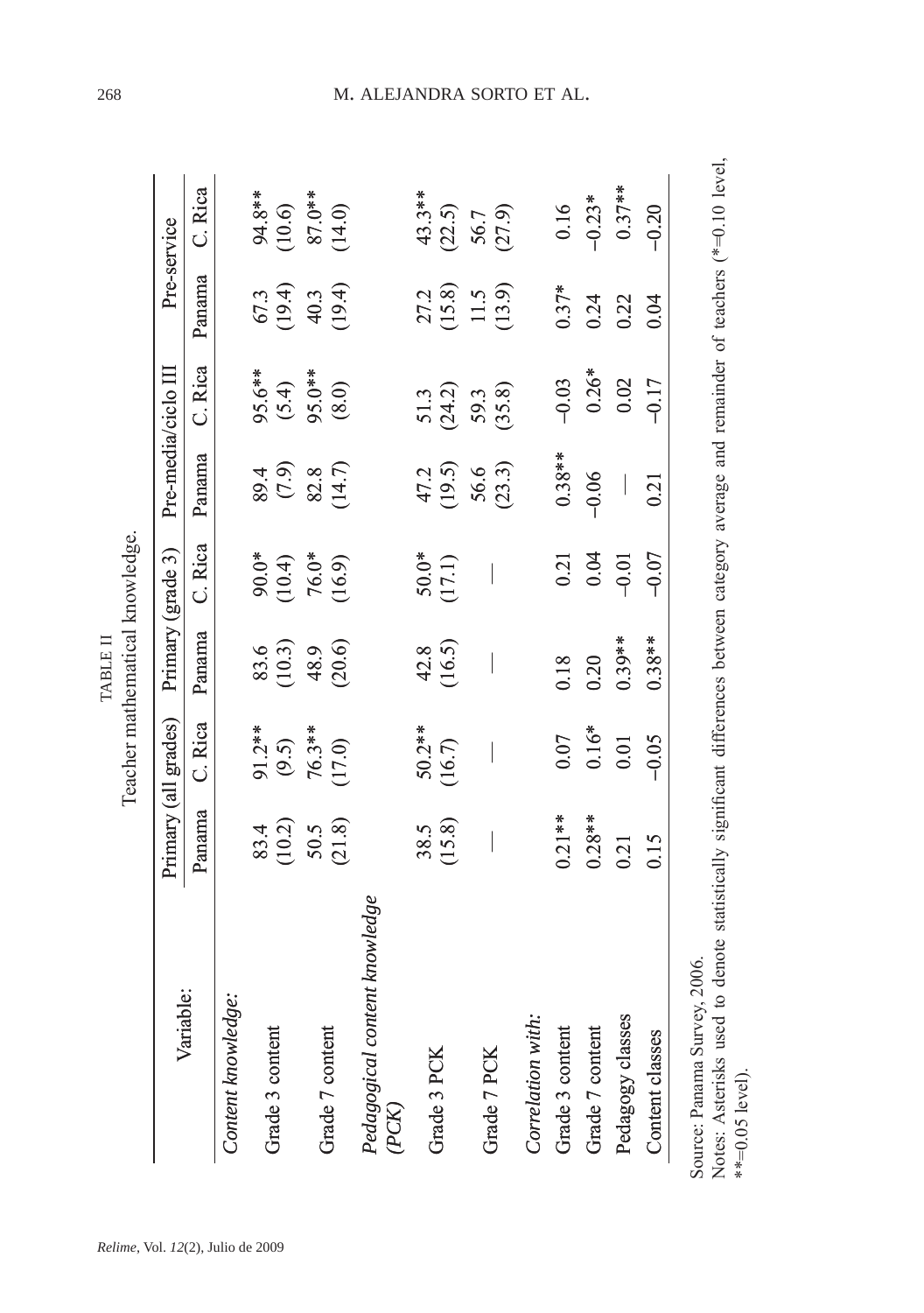TABLE II

Teacher mathematical knowledge.

| Variable: | Primary (all grades) | | Primary (grade 3) | | Pre-media/ciclo III | | Pre-service | |
|---|---|---|---|---|---|---|---|---|
| | Panama | C. Rica | Panama | C. Rica | Panama | C. Rica | Panama | C. Rica |
| *Content knowledge:* | | | | | | | | |
| Grade 3 content | 83.4 (10.2) | 91.2** (9.5) | 83.6 (10.3) | 90.0* (10.4) | 89.4 (7.9) | 95.6** (5.4) | 67.3 (19.4) | 94.8** (10.6) |
| Grade 7 content | 50.5 (21.8) | 76.3** (17.0) | 48.9 (20.6) | 76.0* (16.9) | 82.8 (14.7) | 95.0** (8.0) | 40.3 (19.4) | 87.0** (14.0) |
| *Pedagogical content knowledge (PCK)* | | | | | | | | |
| Grade 3 PCK | 38.5 (15.8) | 50.2** (16.7) | 42.8 (16.5) | 50.0* (17.1) | 47.2 (19.5) | 51.3 (24.2) | 27.2 (15.8) | 43.3** (22.5) |
| Grade 7 PCK | — | — | — | — | 56.6 (23.3) | 59.3 (35.8) | 11.5 (13.9) | 56.7 (27.9) |
| *Correlation with:* | | | | | | | | |
| Grade 3 content | 0.21** | 0.07 | 0.18 | 0.21 | 0.38** | −0.03 | 0.37* | 0.16 |
| Grade 7 content | 0.28** | 0.16* | 0.20 | 0.04 | −0.06 | 0.26* | 0.24 | −0.23* |
| Pedagogy classes | 0.21 | 0.01 | 0.39** | −0.01 | — | 0.02 | 0.22 | 0.37** |
| Content classes | 0.15 | −0.05 | 0.38** | −0.07 | 0.21 | −0.17 | 0.04 | −0.20 |

Source: Panama Survey, 2006.

Notes: Asterisks used to denote statistically significant differences between category average and remainder of teachers (*=0.10 level, **=0.05 level).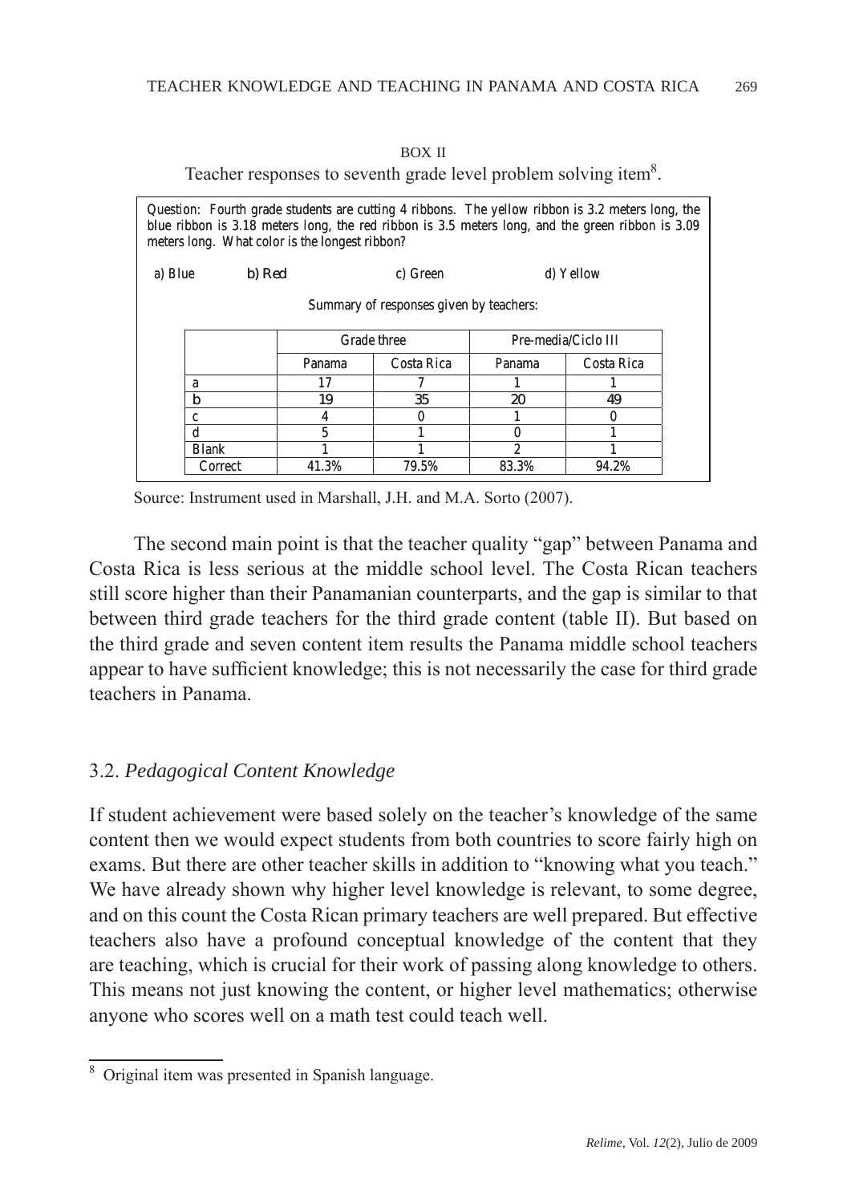BOX II

Teacher responses to seventh grade level problem solving item[8].

Question: Fourth grade students are cutting 4 ribbons. The yellow ribbon is 3.2 meters long, the blue ribbon is 3.18 meters long, the red ribbon is 3.5 meters long, and the green ribbon is 3.09 meters long. What color is the longest ribbon?

a) Blue    **b) Red**    c) Green    d) Yellow

Summary of responses given by teachers:

| | Grade three | | Pre-media/Ciclo III | |
|---|---|---|---|---|
| | Panama | Costa Rica | Panama | Costa Rica |
| a | 17 | 7 | 1 | 1 |
| **b** | **19** | **35** | **20** | **49** |
| c | 4 | 0 | 1 | 0 |
| d | 5 | 1 | 0 | 1 |
| Blank | 1 | 1 | 2 | 1 |
| Correct | 41.3% | 79.5% | 83.3% | 94.2% |

Source: Instrument used in Marshall, J.H. and M.A. Sorto (2007).

The second main point is that the teacher quality "gap" between Panama and Costa Rica is less serious at the middle school level. The Costa Rican teachers still score higher than their Panamanian counterparts, and the gap is similar to that between third grade teachers for the third grade content (table II). But based on the third grade and seven content item results the Panama middle school teachers appear to have sufficient knowledge; this is not necessarily the case for third grade teachers in Panama.

### 3.2. *Pedagogical Content Knowledge*

If student achievement were based solely on the teacher's knowledge of the same content then we would expect students from both countries to score fairly high on exams. But there are other teacher skills in addition to "knowing what you teach." We have already shown why higher level knowledge is relevant, to some degree, and on this count the Costa Rican primary teachers are well prepared. But effective teachers also have a profound conceptual knowledge of the content that they are teaching, which is crucial for their work of passing along knowledge to others. This means not just knowing the content, or higher level mathematics; otherwise anyone who scores well on a math test could teach well.

[8] Original item was presented in Spanish language.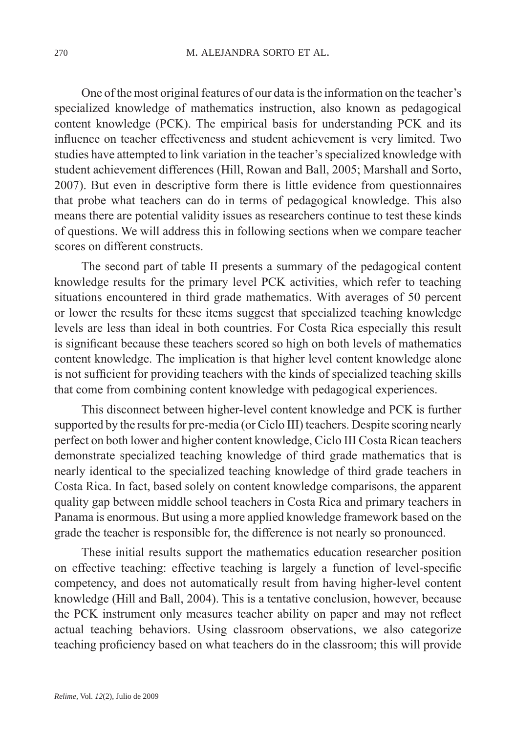One of the most original features of our data is the information on the teacher's specialized knowledge of mathematics instruction, also known as pedagogical content knowledge (PCK). The empirical basis for understanding PCK and its influence on teacher effectiveness and student achievement is very limited. Two studies have attempted to link variation in the teacher's specialized knowledge with student achievement differences (Hill, Rowan and Ball, 2005; Marshall and Sorto, 2007). But even in descriptive form there is little evidence from questionnaires that probe what teachers can do in terms of pedagogical knowledge. This also means there are potential validity issues as researchers continue to test these kinds of questions. We will address this in following sections when we compare teacher scores on different constructs.

The second part of table II presents a summary of the pedagogical content knowledge results for the primary level PCK activities, which refer to teaching situations encountered in third grade mathematics. With averages of 50 percent or lower the results for these items suggest that specialized teaching knowledge levels are less than ideal in both countries. For Costa Rica especially this result is significant because these teachers scored so high on both levels of mathematics content knowledge. The implication is that higher level content knowledge alone is not sufficient for providing teachers with the kinds of specialized teaching skills that come from combining content knowledge with pedagogical experiences.

This disconnect between higher-level content knowledge and PCK is further supported by the results for pre-media (or Ciclo III) teachers. Despite scoring nearly perfect on both lower and higher content knowledge, Ciclo III Costa Rican teachers demonstrate specialized teaching knowledge of third grade mathematics that is nearly identical to the specialized teaching knowledge of third grade teachers in Costa Rica. In fact, based solely on content knowledge comparisons, the apparent quality gap between middle school teachers in Costa Rica and primary teachers in Panama is enormous. But using a more applied knowledge framework based on the grade the teacher is responsible for, the difference is not nearly so pronounced.

These initial results support the mathematics education researcher position on effective teaching: effective teaching is largely a function of level-specific competency, and does not automatically result from having higher-level content knowledge (Hill and Ball, 2004). This is a tentative conclusion, however, because the PCK instrument only measures teacher ability on paper and may not reflect actual teaching behaviors. Using classroom observations, we also categorize teaching proficiency based on what teachers do in the classroom; this will provide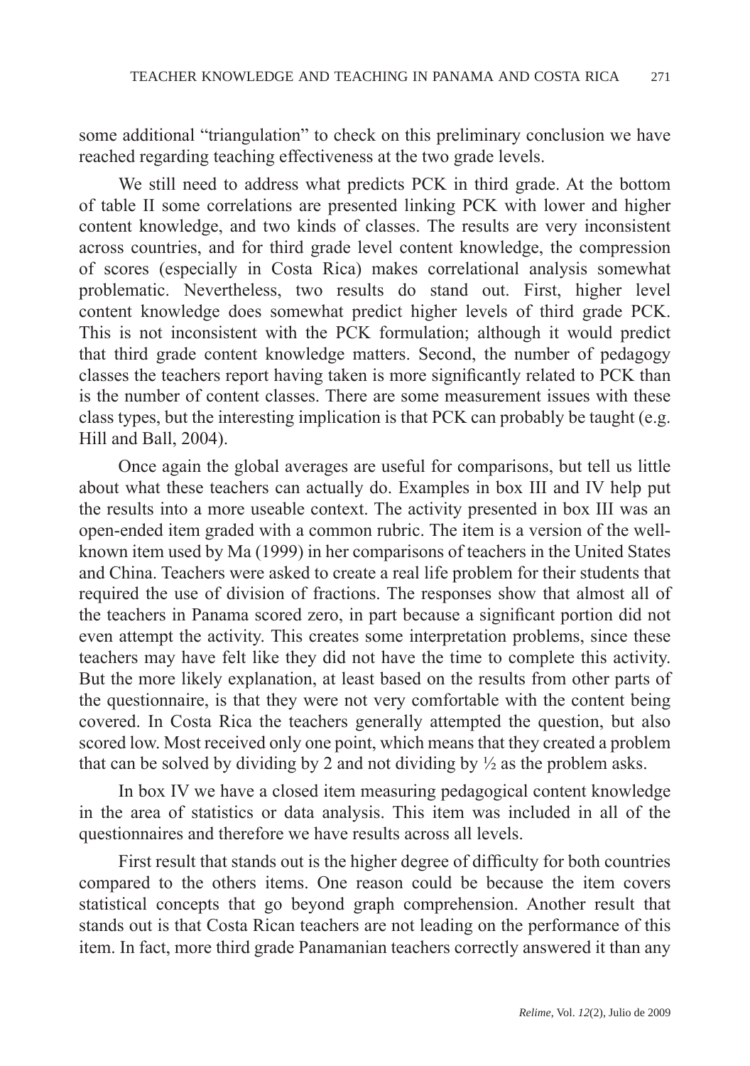some additional "triangulation" to check on this preliminary conclusion we have reached regarding teaching effectiveness at the two grade levels.

We still need to address what predicts PCK in third grade. At the bottom of table II some correlations are presented linking PCK with lower and higher content knowledge, and two kinds of classes. The results are very inconsistent across countries, and for third grade level content knowledge, the compression of scores (especially in Costa Rica) makes correlational analysis somewhat problematic. Nevertheless, two results do stand out. First, higher level content knowledge does somewhat predict higher levels of third grade PCK. This is not inconsistent with the PCK formulation; although it would predict that third grade content knowledge matters. Second, the number of pedagogy classes the teachers report having taken is more significantly related to PCK than is the number of content classes. There are some measurement issues with these class types, but the interesting implication is that PCK can probably be taught (e.g. Hill and Ball, 2004).

Once again the global averages are useful for comparisons, but tell us little about what these teachers can actually do. Examples in box III and IV help put the results into a more useable context. The activity presented in box III was an open-ended item graded with a common rubric. The item is a version of the well-known item used by Ma (1999) in her comparisons of teachers in the United States and China. Teachers were asked to create a real life problem for their students that required the use of division of fractions. The responses show that almost all of the teachers in Panama scored zero, in part because a significant portion did not even attempt the activity. This creates some interpretation problems, since these teachers may have felt like they did not have the time to complete this activity. But the more likely explanation, at least based on the results from other parts of the questionnaire, is that they were not very comfortable with the content being covered. In Costa Rica the teachers generally attempted the question, but also scored low. Most received only one point, which means that they created a problem that can be solved by dividing by 2 and not dividing by ½ as the problem asks.

In box IV we have a closed item measuring pedagogical content knowledge in the area of statistics or data analysis. This item was included in all of the questionnaires and therefore we have results across all levels.

First result that stands out is the higher degree of difficulty for both countries compared to the others items. One reason could be because the item covers statistical concepts that go beyond graph comprehension. Another result that stands out is that Costa Rican teachers are not leading on the performance of this item. In fact, more third grade Panamanian teachers correctly answered it than any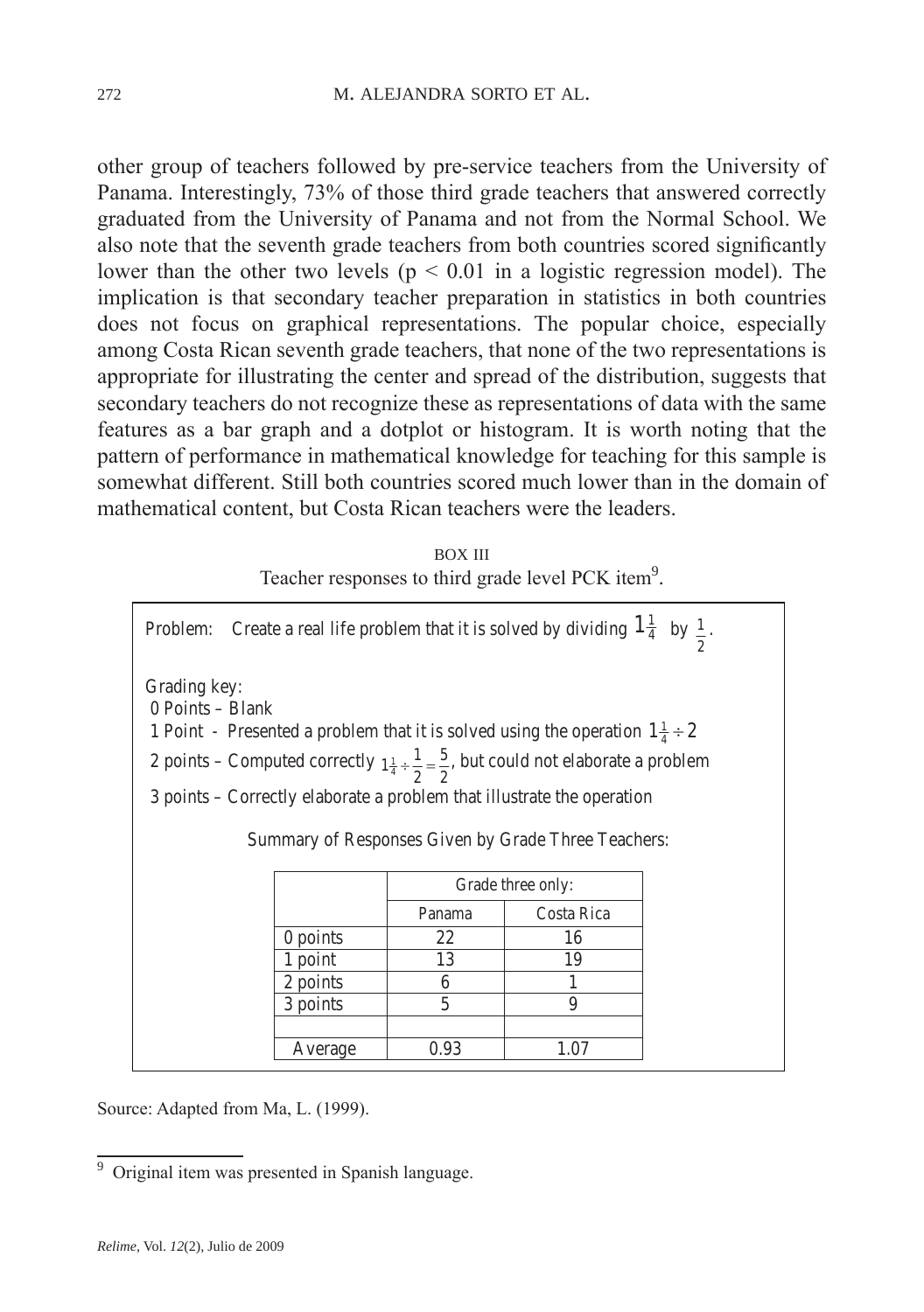other group of teachers followed by pre-service teachers from the University of Panama. Interestingly, 73% of those third grade teachers that answered correctly graduated from the University of Panama and not from the Normal School. We also note that the seventh grade teachers from both countries scored significantly lower than the other two levels ($p < 0.01$ in a logistic regression model). The implication is that secondary teacher preparation in statistics in both countries does not focus on graphical representations. The popular choice, especially among Costa Rican seventh grade teachers, that none of the two representations is appropriate for illustrating the center and spread of the distribution, suggests that secondary teachers do not recognize these as representations of data with the same features as a bar graph and a dotplot or histogram. It is worth noting that the pattern of performance in mathematical knowledge for teaching for this sample is somewhat different. Still both countries scored much lower than in the domain of mathematical content, but Costa Rican teachers were the leaders.

BOX III

Teacher responses to third grade level PCK item[9].

Problem: Create a real life problem that it is solved by dividing $1\frac{1}{4}$ by $\frac{1}{2}$.

Grading key:

0 Points – Blank

1 Point - Presented a problem that it is solved using the operation $1\frac{1}{4} \div 2$

2 points – Computed correctly $1\frac{1}{4} \div \frac{1}{2} = \frac{5}{2}$, but could not elaborate a problem

3 points – Correctly elaborate a problem that illustrate the operation

Summary of Responses Given by Grade Three Teachers:

| | Grade three only: | |
|---|---|---|
| | Panama | Costa Rica |
| 0 points | 22 | 16 |
| 1 point | 13 | 19 |
| 2 points | 6 | 1 |
| 3 points | 5 | 9 |
| | | |
| Average | 0.93 | 1.07 |

Source: Adapted from Ma, L. (1999).

[9] Original item was presented in Spanish language.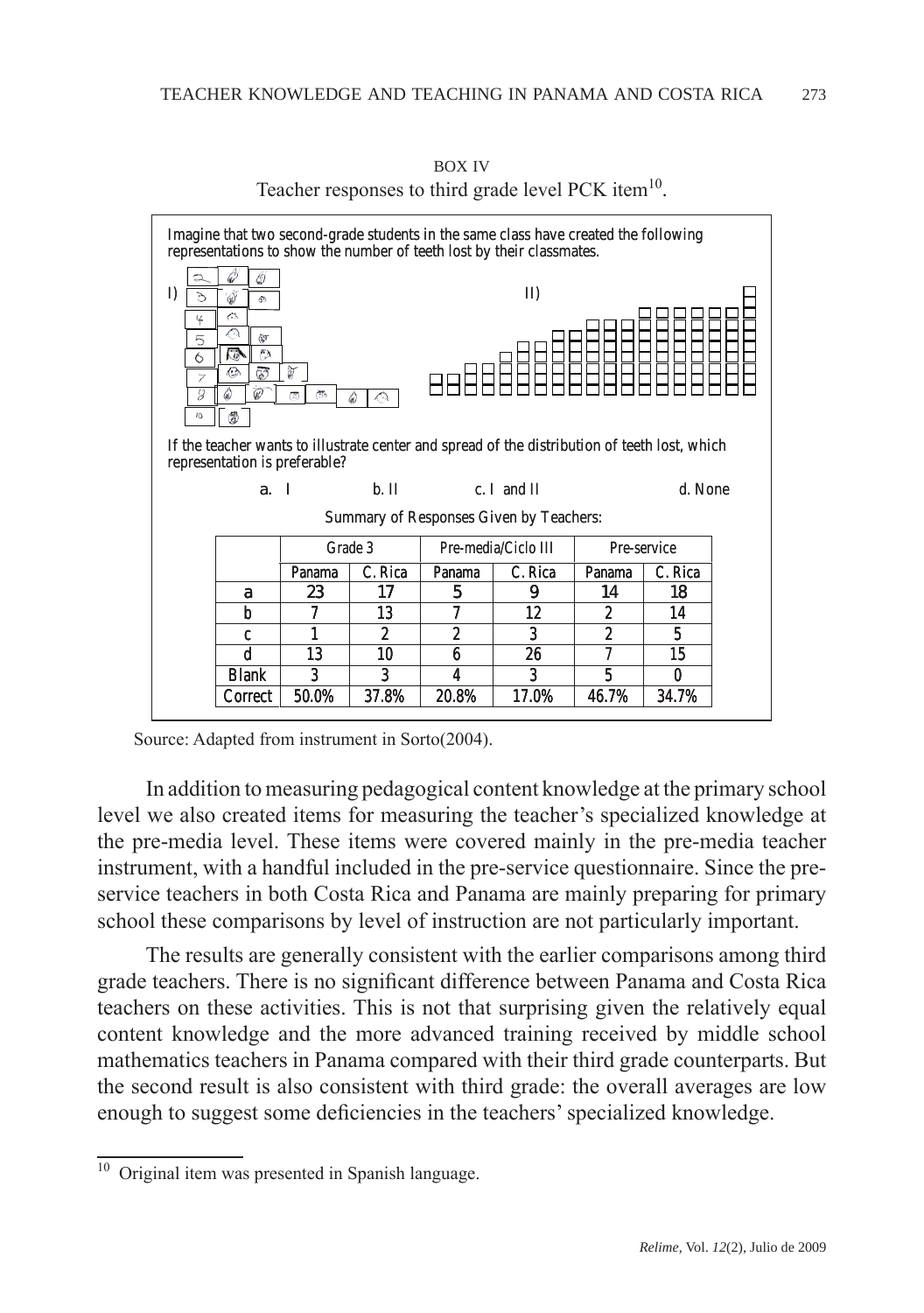BOX IV

Teacher responses to third grade level PCK item[10].

Imagine that two second-grade students in the same class have created the following representations to show the number of teeth lost by their classmates.

I) II)

If the teacher wants to illustrate center and spread of the distribution of teeth lost, which representation is preferable?

a. I b. II c. I and II d. None

Summary of Responses Given by Teachers:

| | Grade 3 | | Pre-media/Ciclo III | | Pre-service | |
|---|---|---|---|---|---|---|
| | Panama | C. Rica | Panama | C. Rica | Panama | C. Rica |
| a | 23 | 17 | 5 | 9 | 14 | 18 |
| b | 7 | 13 | 7 | 12 | 2 | 14 |
| c | 1 | 2 | 2 | 3 | 2 | 5 |
| d | 13 | 10 | 6 | 26 | 7 | 15 |
| Blank | 3 | 3 | 4 | 3 | 5 | 0 |
| Correct | 50.0% | 37.8% | 20.8% | 17.0% | 46.7% | 34.7% |

Source: Adapted from instrument in Sorto(2004).

In addition to measuring pedagogical content knowledge at the primary school level we also created items for measuring the teacher's specialized knowledge at the pre-media level. These items were covered mainly in the pre-media teacher instrument, with a handful included in the pre-service questionnaire. Since the pre-service teachers in both Costa Rica and Panama are mainly preparing for primary school these comparisons by level of instruction are not particularly important.

The results are generally consistent with the earlier comparisons among third grade teachers. There is no significant difference between Panama and Costa Rica teachers on these activities. This is not that surprising given the relatively equal content knowledge and the more advanced training received by middle school mathematics teachers in Panama compared with their third grade counterparts. But the second result is also consistent with third grade: the overall averages are low enough to suggest some deficiencies in the teachers' specialized knowledge.

[10] Original item was presented in Spanish language.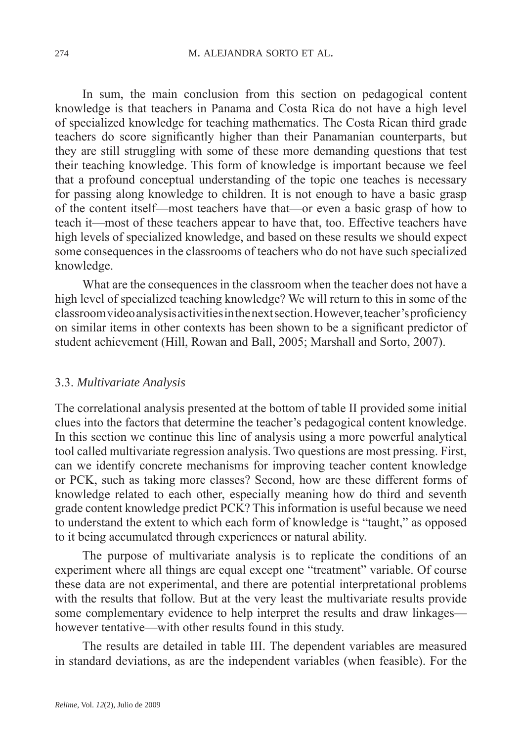In sum, the main conclusion from this section on pedagogical content knowledge is that teachers in Panama and Costa Rica do not have a high level of specialized knowledge for teaching mathematics. The Costa Rican third grade teachers do score significantly higher than their Panamanian counterparts, but they are still struggling with some of these more demanding questions that test their teaching knowledge. This form of knowledge is important because we feel that a profound conceptual understanding of the topic one teaches is necessary for passing along knowledge to children. It is not enough to have a basic grasp of the content itself—most teachers have that—or even a basic grasp of how to teach it—most of these teachers appear to have that, too. Effective teachers have high levels of specialized knowledge, and based on these results we should expect some consequences in the classrooms of teachers who do not have such specialized knowledge.

What are the consequences in the classroom when the teacher does not have a high level of specialized teaching knowledge? We will return to this in some of the classroom video analysis activities in the next section. However, teacher's proficiency on similar items in other contexts has been shown to be a significant predictor of student achievement (Hill, Rowan and Ball, 2005; Marshall and Sorto, 2007).

### 3.3. *Multivariate Analysis*

The correlational analysis presented at the bottom of table II provided some initial clues into the factors that determine the teacher's pedagogical content knowledge. In this section we continue this line of analysis using a more powerful analytical tool called multivariate regression analysis. Two questions are most pressing. First, can we identify concrete mechanisms for improving teacher content knowledge or PCK, such as taking more classes? Second, how are these different forms of knowledge related to each other, especially meaning how do third and seventh grade content knowledge predict PCK? This information is useful because we need to understand the extent to which each form of knowledge is "taught," as opposed to it being accumulated through experiences or natural ability.

The purpose of multivariate analysis is to replicate the conditions of an experiment where all things are equal except one "treatment" variable. Of course these data are not experimental, and there are potential interpretational problems with the results that follow. But at the very least the multivariate results provide some complementary evidence to help interpret the results and draw linkages—however tentative—with other results found in this study.

The results are detailed in table III. The dependent variables are measured in standard deviations, as are the independent variables (when feasible). For the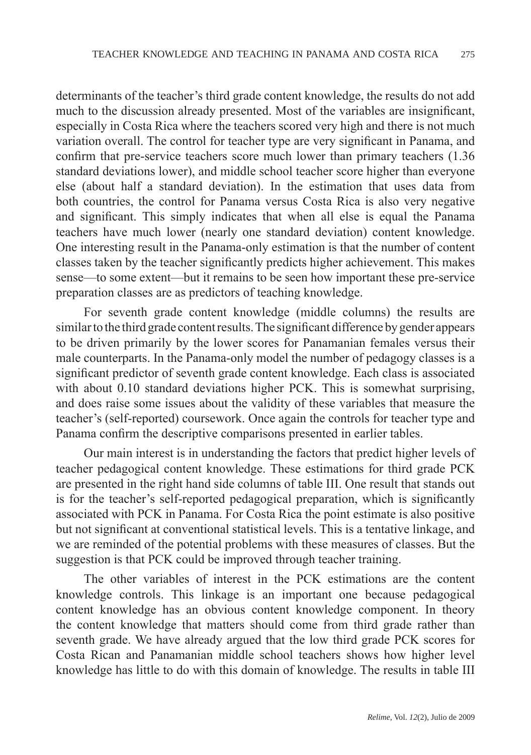determinants of the teacher's third grade content knowledge, the results do not add much to the discussion already presented. Most of the variables are insignificant, especially in Costa Rica where the teachers scored very high and there is not much variation overall. The control for teacher type are very significant in Panama, and confirm that pre-service teachers score much lower than primary teachers (1.36 standard deviations lower), and middle school teacher score higher than everyone else (about half a standard deviation). In the estimation that uses data from both countries, the control for Panama versus Costa Rica is also very negative and significant. This simply indicates that when all else is equal the Panama teachers have much lower (nearly one standard deviation) content knowledge. One interesting result in the Panama-only estimation is that the number of content classes taken by the teacher significantly predicts higher achievement. This makes sense—to some extent—but it remains to be seen how important these pre-service preparation classes are as predictors of teaching knowledge.

For seventh grade content knowledge (middle columns) the results are similar to the third grade content results. The significant difference by gender appears to be driven primarily by the lower scores for Panamanian females versus their male counterparts. In the Panama-only model the number of pedagogy classes is a significant predictor of seventh grade content knowledge. Each class is associated with about 0.10 standard deviations higher PCK. This is somewhat surprising, and does raise some issues about the validity of these variables that measure the teacher's (self-reported) coursework. Once again the controls for teacher type and Panama confirm the descriptive comparisons presented in earlier tables.

Our main interest is in understanding the factors that predict higher levels of teacher pedagogical content knowledge. These estimations for third grade PCK are presented in the right hand side columns of table III. One result that stands out is for the teacher's self-reported pedagogical preparation, which is significantly associated with PCK in Panama. For Costa Rica the point estimate is also positive but not significant at conventional statistical levels. This is a tentative linkage, and we are reminded of the potential problems with these measures of classes. But the suggestion is that PCK could be improved through teacher training.

The other variables of interest in the PCK estimations are the content knowledge controls. This linkage is an important one because pedagogical content knowledge has an obvious content knowledge component. In theory the content knowledge that matters should come from third grade rather than seventh grade. We have already argued that the low third grade PCK scores for Costa Rican and Panamanian middle school teachers shows how higher level knowledge has little to do with this domain of knowledge. The results in table III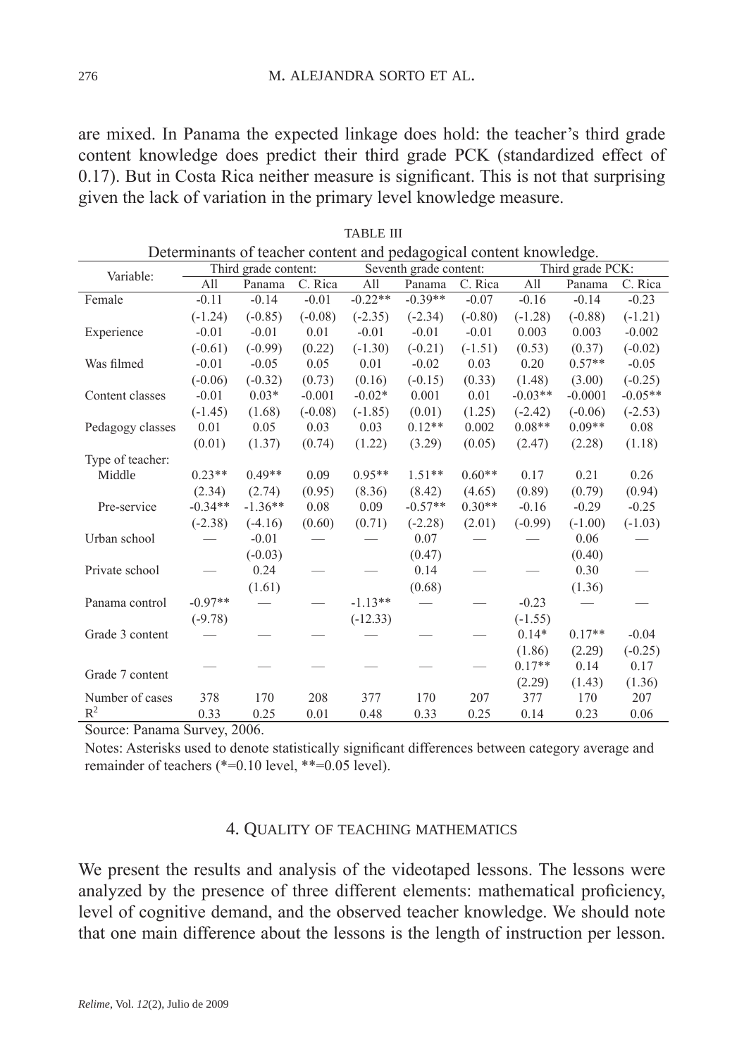are mixed. In Panama the expected linkage does hold: the teacher's third grade content knowledge does predict their third grade PCK (standardized effect of 0.17). But in Costa Rica neither measure is significant. This is not that surprising given the lack of variation in the primary level knowledge measure.

TABLE III

Determinants of teacher content and pedagogical content knowledge.

| Variable: | Third grade content: | | | Seventh grade content: | | | Third grade PCK: | | |
|---|---|---|---|---|---|---|---|---|---|
| | All | Panama | C. Rica | All | Panama | C. Rica | All | Panama | C. Rica |
| Female | -0.11 | -0.14 | -0.01 | -0.22** | -0.39** | -0.07 | -0.16 | -0.14 | -0.23 |
| | (-1.24) | (-0.85) | (-0.08) | (-2.35) | (-2.34) | (-0.80) | (-1.28) | (-0.88) | (-1.21) |
| Experience | -0.01 | -0.01 | 0.01 | -0.01 | -0.01 | -0.01 | 0.003 | 0.003 | -0.002 |
| | (-0.61) | (-0.99) | (0.22) | (-1.30) | (-0.21) | (-1.51) | (0.53) | (0.37) | (-0.02) |
| Was filmed | -0.01 | -0.05 | 0.05 | 0.01 | -0.02 | 0.03 | 0.20 | 0.57** | -0.05 |
| | (-0.06) | (-0.32) | (0.73) | (0.16) | (-0.15) | (0.33) | (1.48) | (3.00) | (-0.25) |
| Content classes | -0.01 | 0.03* | -0.001 | -0.02* | 0.001 | 0.01 | -0.03** | -0.0001 | -0.05** |
| | (-1.45) | (1.68) | (-0.08) | (-1.85) | (0.01) | (1.25) | (-2.42) | (-0.06) | (-2.53) |
| Pedagogy classes | 0.01 | 0.05 | 0.03 | 0.03 | 0.12** | 0.002 | 0.08** | 0.09** | 0.08 |
| | (0.01) | (1.37) | (0.74) | (1.22) | (3.29) | (0.05) | (2.47) | (2.28) | (1.18) |
| Type of teacher: | | | | | | | | | |
| Middle | 0.23** | 0.49** | 0.09 | 0.95** | 1.51** | 0.60** | 0.17 | 0.21 | 0.26 |
| | (2.34) | (2.74) | (0.95) | (8.36) | (8.42) | (4.65) | (0.89) | (0.79) | (0.94) |
| Pre-service | -0.34** | -1.36** | 0.08 | 0.09 | -0.57** | 0.30** | -0.16 | -0.29 | -0.25 |
| | (-2.38) | (-4.16) | (0.60) | (0.71) | (-2.28) | (2.01) | (-0.99) | (-1.00) | (-1.03) |
| Urban school | — | -0.01 | — | — | 0.07 | — | — | 0.06 | — |
| | | (-0.03) | | | (0.47) | | | (0.40) | |
| Private school | — | 0.24 | — | — | 0.14 | — | — | 0.30 | — |
| | | (1.61) | | | (0.68) | | | (1.36) | |
| Panama control | -0.97** | — | — | -1.13** | — | — | -0.23 | — | — |
| | (-9.78) | | | (-12.33) | | | (-1.55) | | |
| Grade 3 content | — | — | — | — | — | — | 0.14* | 0.17** | -0.04 |
| | | | | | | | (1.86) | (2.29) | (-0.25) |
| Grade 7 content | — | — | — | — | — | — | 0.17** | 0.14 | 0.17 |
| | | | | | | | (2.29) | (1.43) | (1.36) |
| Number of cases | 378 | 170 | 208 | 377 | 170 | 207 | 377 | 170 | 207 |
| $R^2$ | 0.33 | 0.25 | 0.01 | 0.48 | 0.33 | 0.25 | 0.14 | 0.23 | 0.06 |

Source: Panama Survey, 2006.

Notes: Asterisks used to denote statistically significant differences between category average and remainder of teachers (*=0.10 level, **=0.05 level).

## 4. Quality of teaching mathematics

We present the results and analysis of the videotaped lessons. The lessons were analyzed by the presence of three different elements: mathematical proficiency, level of cognitive demand, and the observed teacher knowledge. We should note that one main difference about the lessons is the length of instruction per lesson.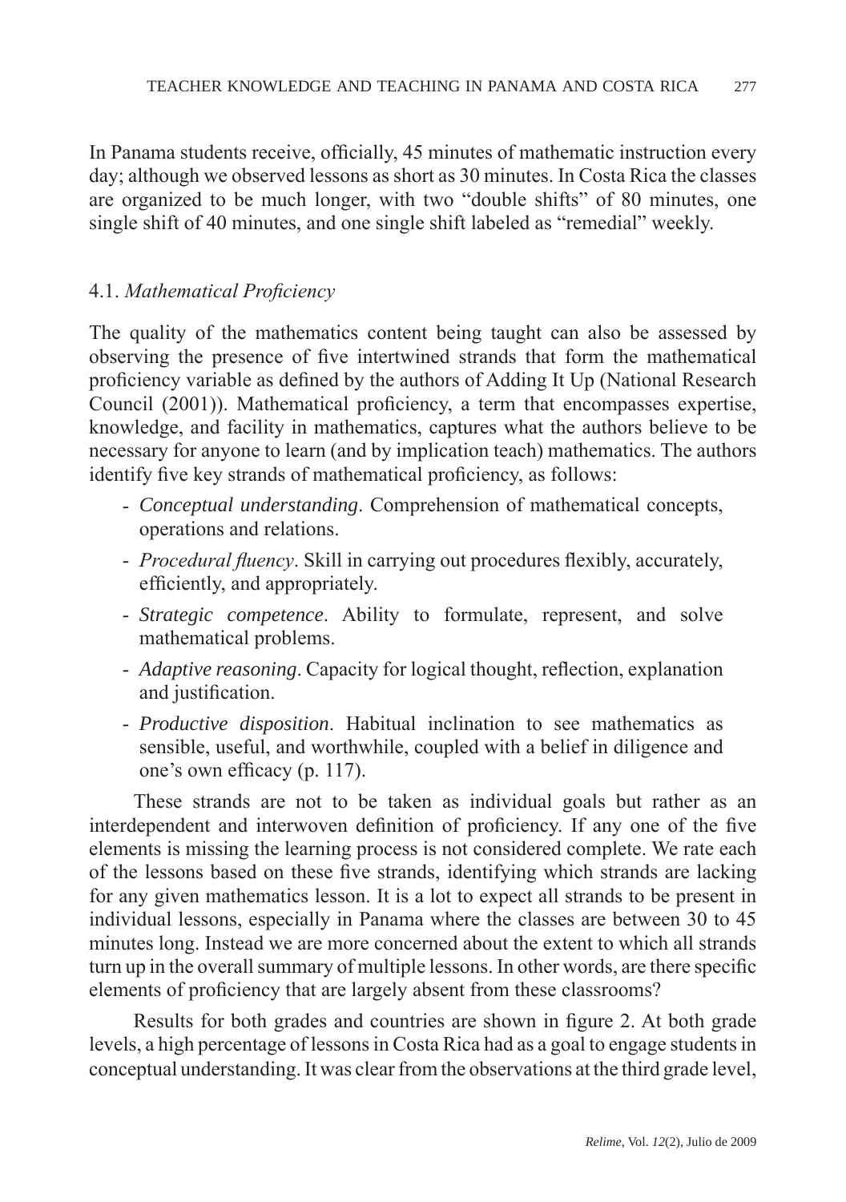In Panama students receive, officially, 45 minutes of mathematic instruction every day; although we observed lessons as short as 30 minutes. In Costa Rica the classes are organized to be much longer, with two "double shifts" of 80 minutes, one single shift of 40 minutes, and one single shift labeled as "remedial" weekly.

### 4.1. *Mathematical Proficiency*

The quality of the mathematics content being taught can also be assessed by observing the presence of five intertwined strands that form the mathematical proficiency variable as defined by the authors of Adding It Up (National Research Council (2001)). Mathematical proficiency, a term that encompasses expertise, knowledge, and facility in mathematics, captures what the authors believe to be necessary for anyone to learn (and by implication teach) mathematics. The authors identify five key strands of mathematical proficiency, as follows:

- *Conceptual understanding*. Comprehension of mathematical concepts, operations and relations.
- *Procedural fluency*. Skill in carrying out procedures flexibly, accurately, efficiently, and appropriately.
- *Strategic competence*. Ability to formulate, represent, and solve mathematical problems.
- *Adaptive reasoning*. Capacity for logical thought, reflection, explanation and justification.
- *Productive disposition*. Habitual inclination to see mathematics as sensible, useful, and worthwhile, coupled with a belief in diligence and one's own efficacy (p. 117).

These strands are not to be taken as individual goals but rather as an interdependent and interwoven definition of proficiency. If any one of the five elements is missing the learning process is not considered complete. We rate each of the lessons based on these five strands, identifying which strands are lacking for any given mathematics lesson. It is a lot to expect all strands to be present in individual lessons, especially in Panama where the classes are between 30 to 45 minutes long. Instead we are more concerned about the extent to which all strands turn up in the overall summary of multiple lessons. In other words, are there specific elements of proficiency that are largely absent from these classrooms?

Results for both grades and countries are shown in figure 2. At both grade levels, a high percentage of lessons in Costa Rica had as a goal to engage students in conceptual understanding. It was clear from the observations at the third grade level,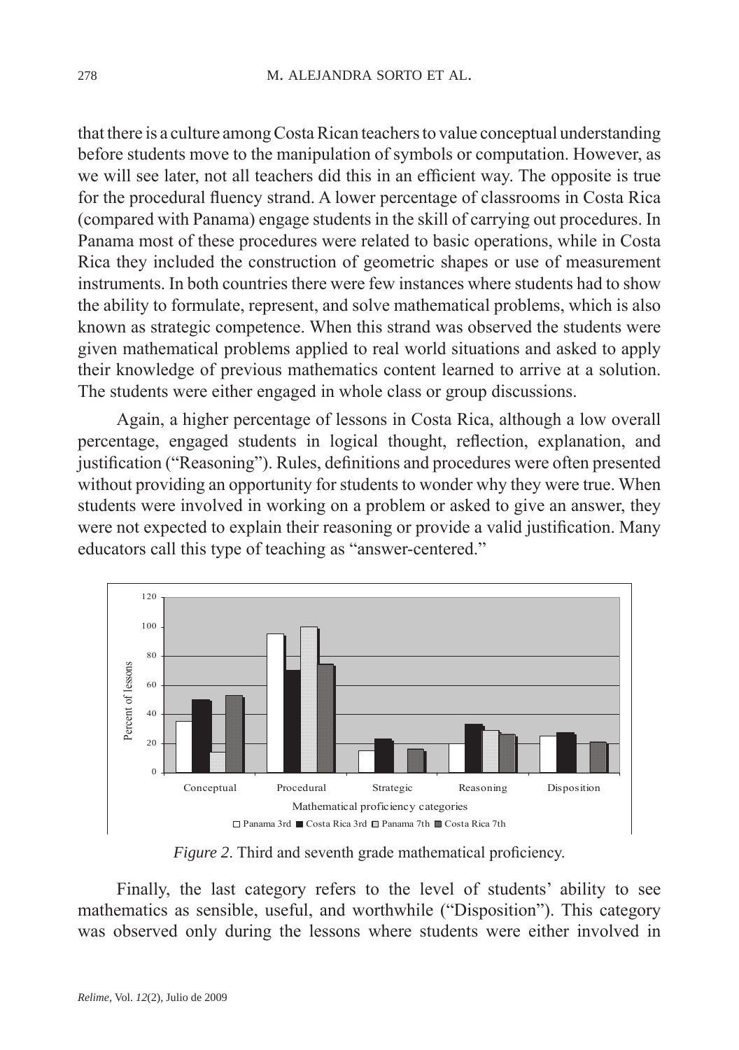that there is a culture among Costa Rican teachers to value conceptual understanding before students move to the manipulation of symbols or computation. However, as we will see later, not all teachers did this in an efficient way. The opposite is true for the procedural fluency strand. A lower percentage of classrooms in Costa Rica (compared with Panama) engage students in the skill of carrying out procedures. In Panama most of these procedures were related to basic operations, while in Costa Rica they included the construction of geometric shapes or use of measurement instruments. In both countries there were few instances where students had to show the ability to formulate, represent, and solve mathematical problems, which is also known as strategic competence. When this strand was observed the students were given mathematical problems applied to real world situations and asked to apply their knowledge of previous mathematics content learned to arrive at a solution. The students were either engaged in whole class or group discussions.

Again, a higher percentage of lessons in Costa Rica, although a low overall percentage, engaged students in logical thought, reflection, explanation, and justification ("Reasoning"). Rules, definitions and procedures were often presented without providing an opportunity for students to wonder why they were true. When students were involved in working on a problem or asked to give an answer, they were not expected to explain their reasoning or provide a valid justification. Many educators call this type of teaching as "answer-centered."

*Figure 2*. Third and seventh grade mathematical proficiency.

Finally, the last category refers to the level of students' ability to see mathematics as sensible, useful, and worthwhile ("Disposition"). This category was observed only during the lessons where students were either involved in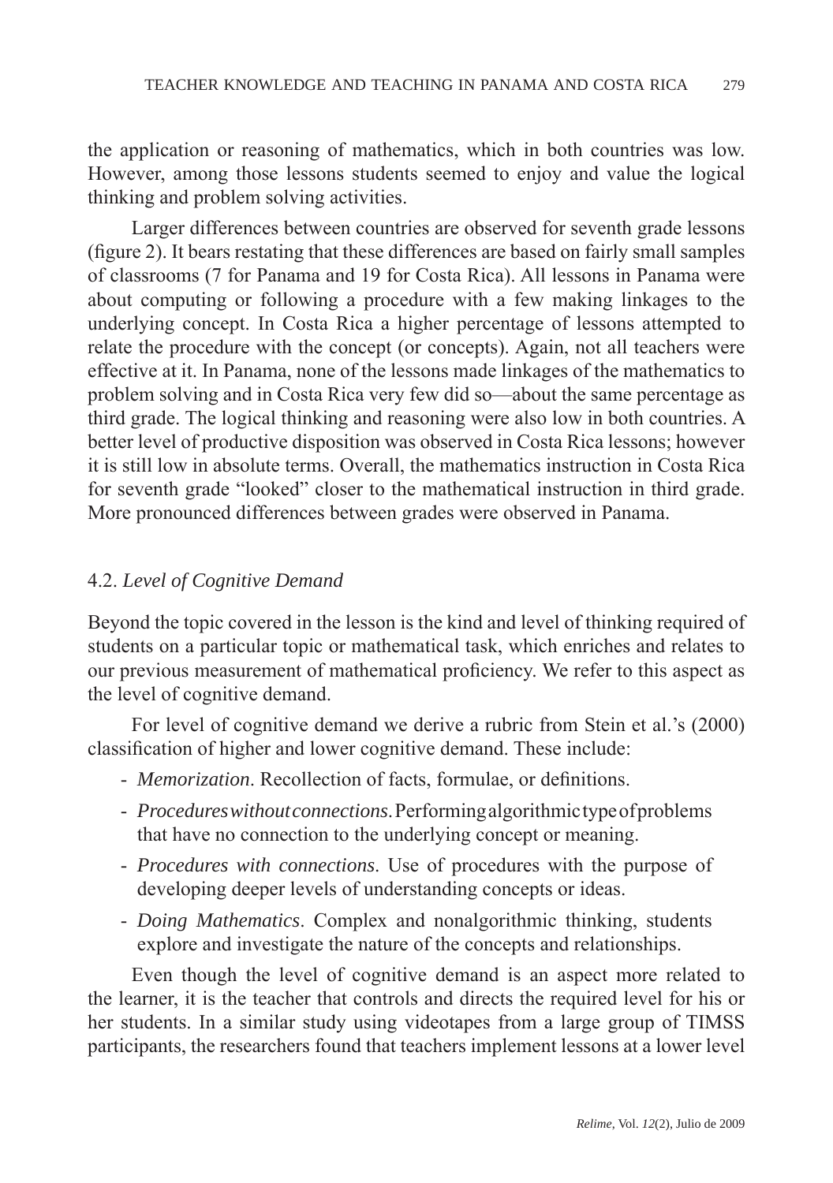the application or reasoning of mathematics, which in both countries was low. However, among those lessons students seemed to enjoy and value the logical thinking and problem solving activities.

Larger differences between countries are observed for seventh grade lessons (figure 2). It bears restating that these differences are based on fairly small samples of classrooms (7 for Panama and 19 for Costa Rica). All lessons in Panama were about computing or following a procedure with a few making linkages to the underlying concept. In Costa Rica a higher percentage of lessons attempted to relate the procedure with the concept (or concepts). Again, not all teachers were effective at it. In Panama, none of the lessons made linkages of the mathematics to problem solving and in Costa Rica very few did so—about the same percentage as third grade. The logical thinking and reasoning were also low in both countries. A better level of productive disposition was observed in Costa Rica lessons; however it is still low in absolute terms. Overall, the mathematics instruction in Costa Rica for seventh grade "looked" closer to the mathematical instruction in third grade. More pronounced differences between grades were observed in Panama.

### 4.2. *Level of Cognitive Demand*

Beyond the topic covered in the lesson is the kind and level of thinking required of students on a particular topic or mathematical task, which enriches and relates to our previous measurement of mathematical proficiency. We refer to this aspect as the level of cognitive demand.

For level of cognitive demand we derive a rubric from Stein et al.'s (2000) classification of higher and lower cognitive demand. These include:

- *Memorization*. Recollection of facts, formulae, or definitions.
- *Procedures without connections*. Performing algorithmic type of problems that have no connection to the underlying concept or meaning.
- *Procedures with connections*. Use of procedures with the purpose of developing deeper levels of understanding concepts or ideas.
- *Doing Mathematics*. Complex and nonalgorithmic thinking, students explore and investigate the nature of the concepts and relationships.

Even though the level of cognitive demand is an aspect more related to the learner, it is the teacher that controls and directs the required level for his or her students. In a similar study using videotapes from a large group of TIMSS participants, the researchers found that teachers implement lessons at a lower level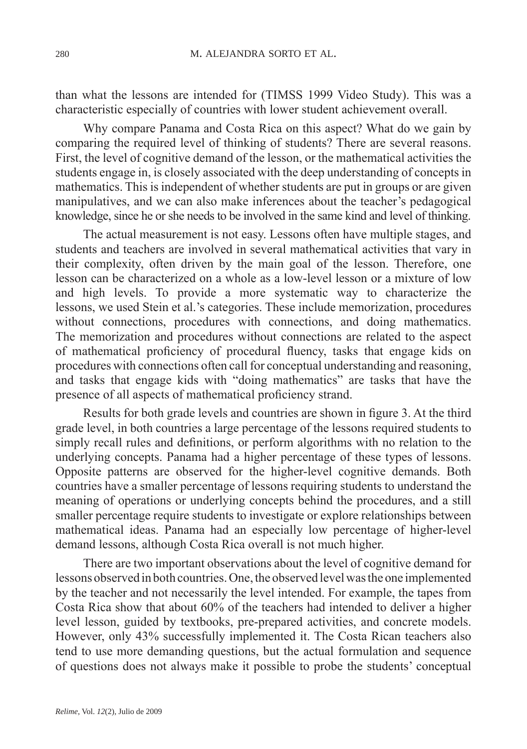than what the lessons are intended for (TIMSS 1999 Video Study). This was a characteristic especially of countries with lower student achievement overall.

Why compare Panama and Costa Rica on this aspect? What do we gain by comparing the required level of thinking of students? There are several reasons. First, the level of cognitive demand of the lesson, or the mathematical activities the students engage in, is closely associated with the deep understanding of concepts in mathematics. This is independent of whether students are put in groups or are given manipulatives, and we can also make inferences about the teacher's pedagogical knowledge, since he or she needs to be involved in the same kind and level of thinking.

The actual measurement is not easy. Lessons often have multiple stages, and students and teachers are involved in several mathematical activities that vary in their complexity, often driven by the main goal of the lesson. Therefore, one lesson can be characterized on a whole as a low-level lesson or a mixture of low and high levels. To provide a more systematic way to characterize the lessons, we used Stein et al.'s categories. These include memorization, procedures without connections, procedures with connections, and doing mathematics. The memorization and procedures without connections are related to the aspect of mathematical proficiency of procedural fluency, tasks that engage kids on procedures with connections often call for conceptual understanding and reasoning, and tasks that engage kids with "doing mathematics" are tasks that have the presence of all aspects of mathematical proficiency strand.

Results for both grade levels and countries are shown in figure 3. At the third grade level, in both countries a large percentage of the lessons required students to simply recall rules and definitions, or perform algorithms with no relation to the underlying concepts. Panama had a higher percentage of these types of lessons. Opposite patterns are observed for the higher-level cognitive demands. Both countries have a smaller percentage of lessons requiring students to understand the meaning of operations or underlying concepts behind the procedures, and a still smaller percentage require students to investigate or explore relationships between mathematical ideas. Panama had an especially low percentage of higher-level demand lessons, although Costa Rica overall is not much higher.

There are two important observations about the level of cognitive demand for lessons observed in both countries. One, the observed level was the one implemented by the teacher and not necessarily the level intended. For example, the tapes from Costa Rica show that about 60% of the teachers had intended to deliver a higher level lesson, guided by textbooks, pre-prepared activities, and concrete models. However, only 43% successfully implemented it. The Costa Rican teachers also tend to use more demanding questions, but the actual formulation and sequence of questions does not always make it possible to probe the students' conceptual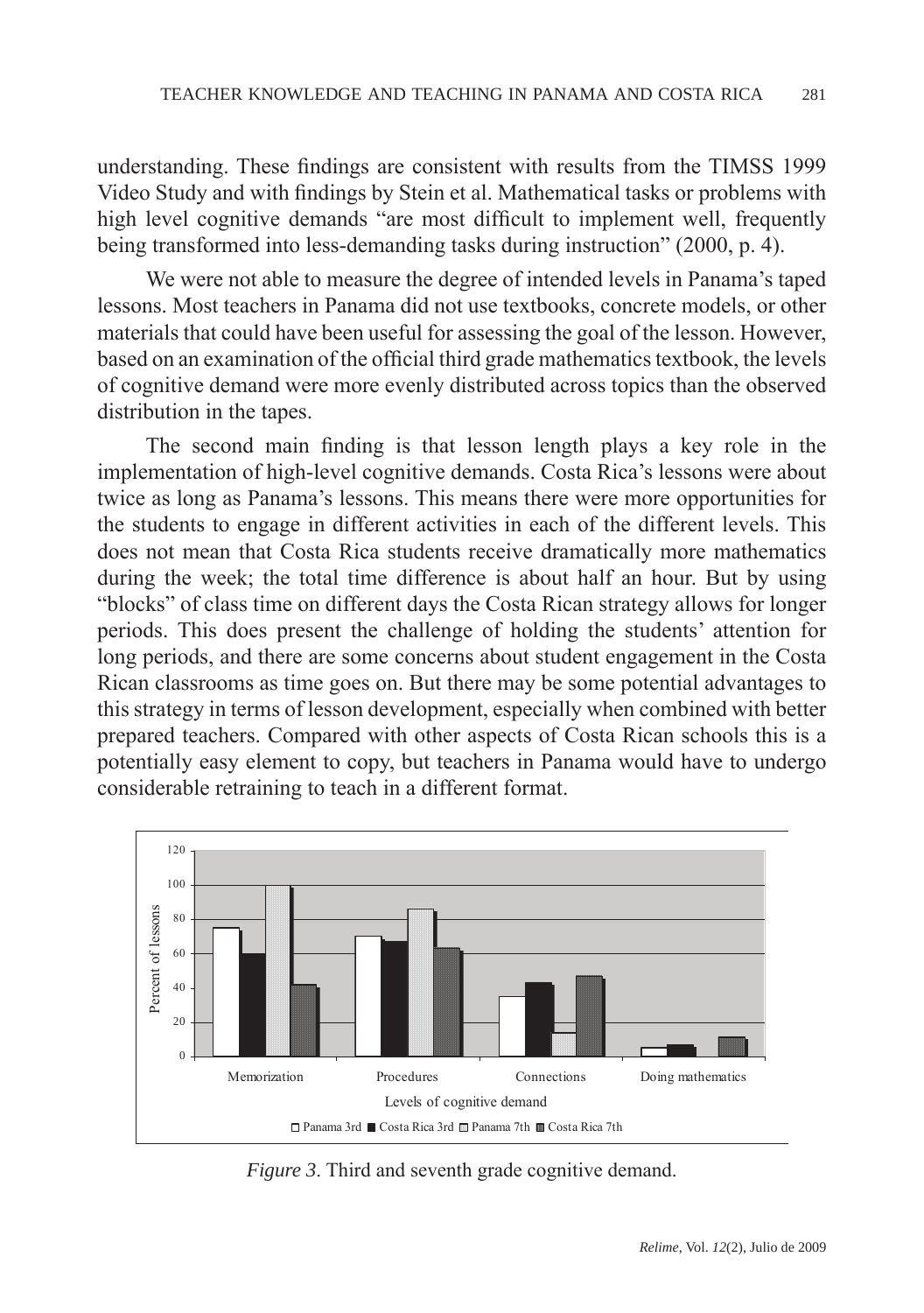understanding. These findings are consistent with results from the TIMSS 1999 Video Study and with findings by Stein et al. Mathematical tasks or problems with high level cognitive demands "are most difficult to implement well, frequently being transformed into less-demanding tasks during instruction" (2000, p. 4).

We were not able to measure the degree of intended levels in Panama's taped lessons. Most teachers in Panama did not use textbooks, concrete models, or other materials that could have been useful for assessing the goal of the lesson. However, based on an examination of the official third grade mathematics textbook, the levels of cognitive demand were more evenly distributed across topics than the observed distribution in the tapes.

The second main finding is that lesson length plays a key role in the implementation of high-level cognitive demands. Costa Rica's lessons were about twice as long as Panama's lessons. This means there were more opportunities for the students to engage in different activities in each of the different levels. This does not mean that Costa Rica students receive dramatically more mathematics during the week; the total time difference is about half an hour. But by using "blocks" of class time on different days the Costa Rican strategy allows for longer periods. This does present the challenge of holding the students' attention for long periods, and there are some concerns about student engagement in the Costa Rican classrooms as time goes on. But there may be some potential advantages to this strategy in terms of lesson development, especially when combined with better prepared teachers. Compared with other aspects of Costa Rican schools this is a potentially easy element to copy, but teachers in Panama would have to undergo considerable retraining to teach in a different format.

*Figure 3*. Third and seventh grade cognitive demand.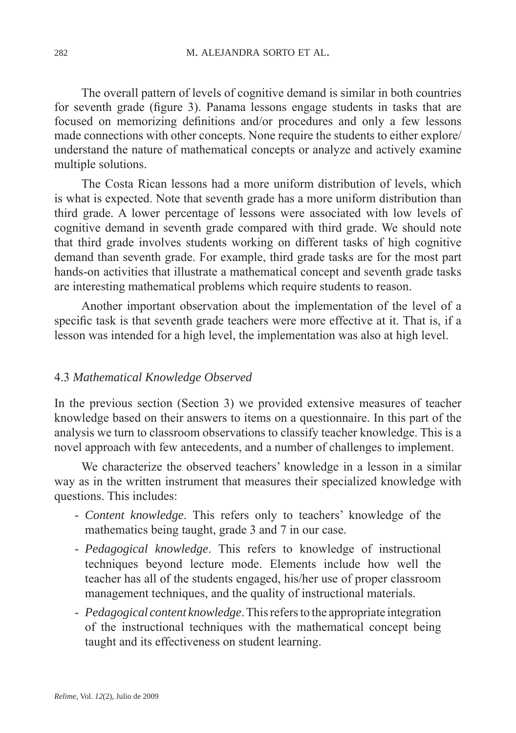The overall pattern of levels of cognitive demand is similar in both countries for seventh grade (figure 3). Panama lessons engage students in tasks that are focused on memorizing definitions and/or procedures and only a few lessons made connections with other concepts. None require the students to either explore/understand the nature of mathematical concepts or analyze and actively examine multiple solutions.

The Costa Rican lessons had a more uniform distribution of levels, which is what is expected. Note that seventh grade has a more uniform distribution than third grade. A lower percentage of lessons were associated with low levels of cognitive demand in seventh grade compared with third grade. We should note that third grade involves students working on different tasks of high cognitive demand than seventh grade. For example, third grade tasks are for the most part hands-on activities that illustrate a mathematical concept and seventh grade tasks are interesting mathematical problems which require students to reason.

Another important observation about the implementation of the level of a specific task is that seventh grade teachers were more effective at it. That is, if a lesson was intended for a high level, the implementation was also at high level.

### 4.3 *Mathematical Knowledge Observed*

In the previous section (Section 3) we provided extensive measures of teacher knowledge based on their answers to items on a questionnaire. In this part of the analysis we turn to classroom observations to classify teacher knowledge. This is a novel approach with few antecedents, and a number of challenges to implement.

We characterize the observed teachers' knowledge in a lesson in a similar way as in the written instrument that measures their specialized knowledge with questions. This includes:

- *Content knowledge*. This refers only to teachers' knowledge of the mathematics being taught, grade 3 and 7 in our case.
- *Pedagogical knowledge*. This refers to knowledge of instructional techniques beyond lecture mode. Elements include how well the teacher has all of the students engaged, his/her use of proper classroom management techniques, and the quality of instructional materials.
- *Pedagogical content knowledge*. This refers to the appropriate integration of the instructional techniques with the mathematical concept being taught and its effectiveness on student learning.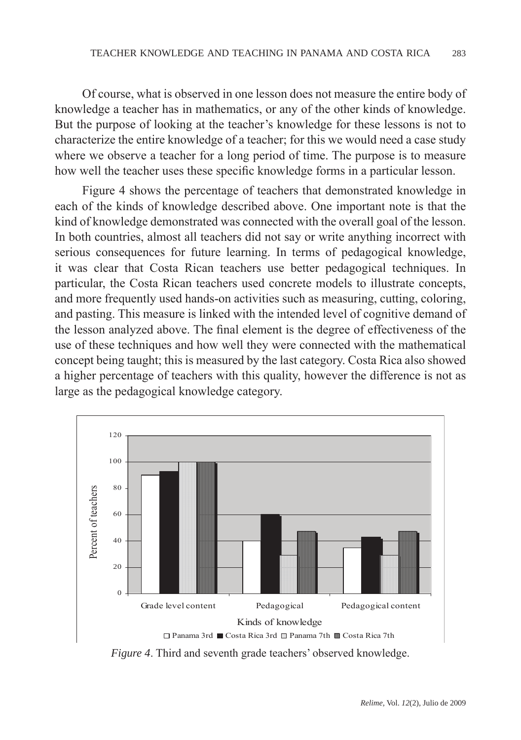Of course, what is observed in one lesson does not measure the entire body of knowledge a teacher has in mathematics, or any of the other kinds of knowledge. But the purpose of looking at the teacher's knowledge for these lessons is not to characterize the entire knowledge of a teacher; for this we would need a case study where we observe a teacher for a long period of time. The purpose is to measure how well the teacher uses these specific knowledge forms in a particular lesson.

Figure 4 shows the percentage of teachers that demonstrated knowledge in each of the kinds of knowledge described above. One important note is that the kind of knowledge demonstrated was connected with the overall goal of the lesson. In both countries, almost all teachers did not say or write anything incorrect with serious consequences for future learning. In terms of pedagogical knowledge, it was clear that Costa Rican teachers use better pedagogical techniques. In particular, the Costa Rican teachers used concrete models to illustrate concepts, and more frequently used hands-on activities such as measuring, cutting, coloring, and pasting. This measure is linked with the intended level of cognitive demand of the lesson analyzed above. The final element is the degree of effectiveness of the use of these techniques and how well they were connected with the mathematical concept being taught; this is measured by the last category. Costa Rica also showed a higher percentage of teachers with this quality, however the difference is not as large as the pedagogical knowledge category.

*Figure 4*. Third and seventh grade teachers' observed knowledge.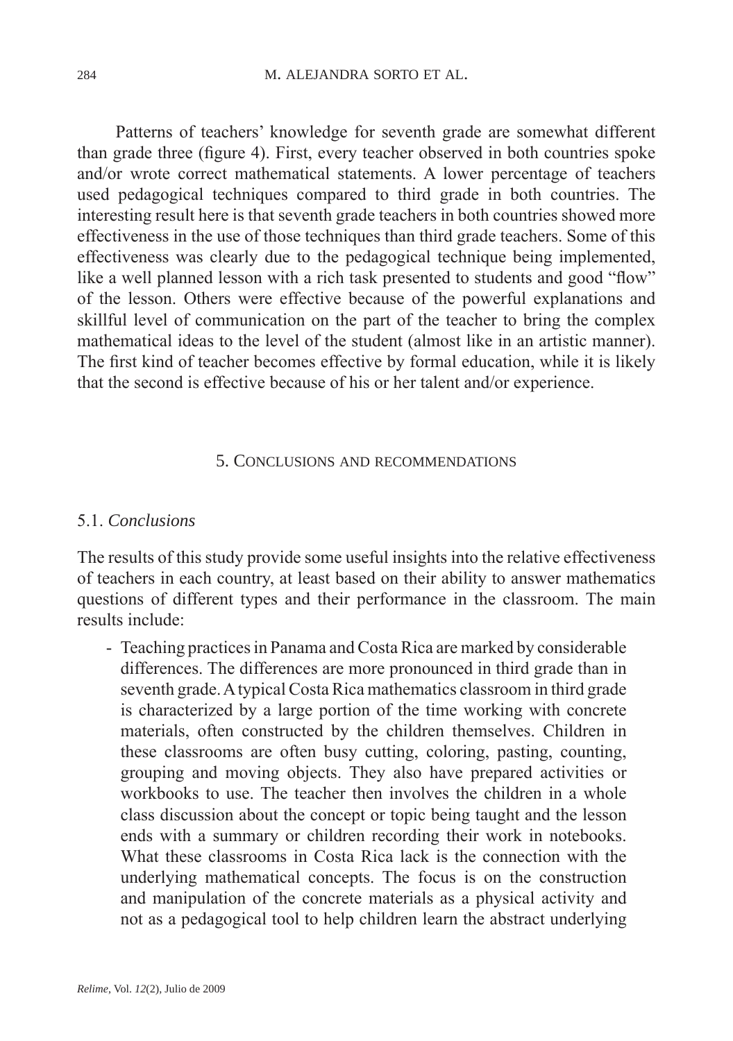Patterns of teachers' knowledge for seventh grade are somewhat different than grade three (figure 4). First, every teacher observed in both countries spoke and/or wrote correct mathematical statements. A lower percentage of teachers used pedagogical techniques compared to third grade in both countries. The interesting result here is that seventh grade teachers in both countries showed more effectiveness in the use of those techniques than third grade teachers. Some of this effectiveness was clearly due to the pedagogical technique being implemented, like a well planned lesson with a rich task presented to students and good "flow" of the lesson. Others were effective because of the powerful explanations and skillful level of communication on the part of the teacher to bring the complex mathematical ideas to the level of the student (almost like in an artistic manner). The first kind of teacher becomes effective by formal education, while it is likely that the second is effective because of his or her talent and/or experience.

## 5. Conclusions and recommendations

### 5.1. *Conclusions*

The results of this study provide some useful insights into the relative effectiveness of teachers in each country, at least based on their ability to answer mathematics questions of different types and their performance in the classroom. The main results include:

- Teaching practices in Panama and Costa Rica are marked by considerable differences. The differences are more pronounced in third grade than in seventh grade. A typical Costa Rica mathematics classroom in third grade is characterized by a large portion of the time working with concrete materials, often constructed by the children themselves. Children in these classrooms are often busy cutting, coloring, pasting, counting, grouping and moving objects. They also have prepared activities or workbooks to use. The teacher then involves the children in a whole class discussion about the concept or topic being taught and the lesson ends with a summary or children recording their work in notebooks. What these classrooms in Costa Rica lack is the connection with the underlying mathematical concepts. The focus is on the construction and manipulation of the concrete materials as a physical activity and not as a pedagogical tool to help children learn the abstract underlying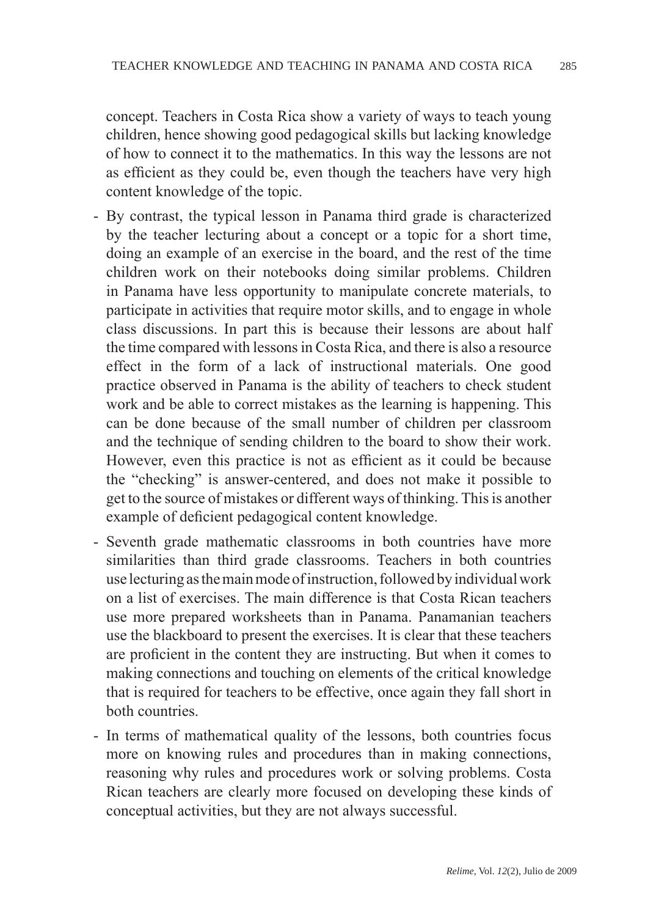concept. Teachers in Costa Rica show a variety of ways to teach young children, hence showing good pedagogical skills but lacking knowledge of how to connect it to the mathematics. In this way the lessons are not as efficient as they could be, even though the teachers have very high content knowledge of the topic.

- By contrast, the typical lesson in Panama third grade is characterized by the teacher lecturing about a concept or a topic for a short time, doing an example of an exercise in the board, and the rest of the time children work on their notebooks doing similar problems. Children in Panama have less opportunity to manipulate concrete materials, to participate in activities that require motor skills, and to engage in whole class discussions. In part this is because their lessons are about half the time compared with lessons in Costa Rica, and there is also a resource effect in the form of a lack of instructional materials. One good practice observed in Panama is the ability of teachers to check student work and be able to correct mistakes as the learning is happening. This can be done because of the small number of children per classroom and the technique of sending children to the board to show their work. However, even this practice is not as efficient as it could be because the "checking" is answer-centered, and does not make it possible to get to the source of mistakes or different ways of thinking. This is another example of deficient pedagogical content knowledge.
- Seventh grade mathematic classrooms in both countries have more similarities than third grade classrooms. Teachers in both countries use lecturing as the main mode of instruction, followed by individual work on a list of exercises. The main difference is that Costa Rican teachers use more prepared worksheets than in Panama. Panamanian teachers use the blackboard to present the exercises. It is clear that these teachers are proficient in the content they are instructing. But when it comes to making connections and touching on elements of the critical knowledge that is required for teachers to be effective, once again they fall short in both countries.
- In terms of mathematical quality of the lessons, both countries focus more on knowing rules and procedures than in making connections, reasoning why rules and procedures work or solving problems. Costa Rican teachers are clearly more focused on developing these kinds of conceptual activities, but they are not always successful.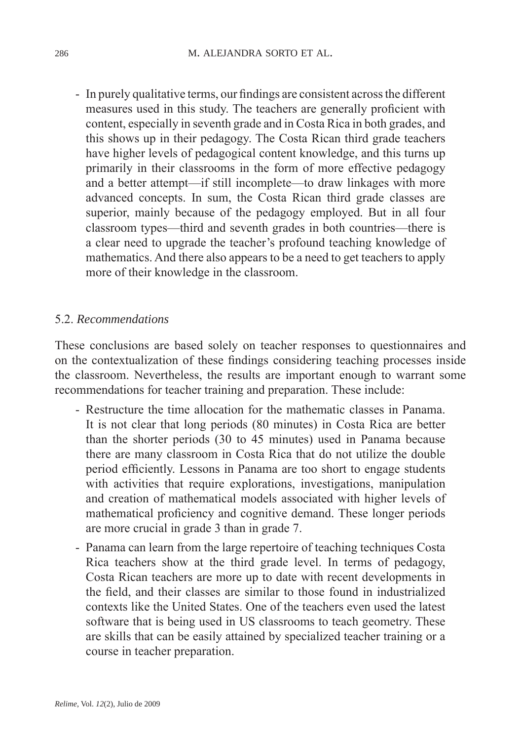- In purely qualitative terms, our findings are consistent across the different measures used in this study. The teachers are generally proficient with content, especially in seventh grade and in Costa Rica in both grades, and this shows up in their pedagogy. The Costa Rican third grade teachers have higher levels of pedagogical content knowledge, and this turns up primarily in their classrooms in the form of more effective pedagogy and a better attempt—if still incomplete—to draw linkages with more advanced concepts. In sum, the Costa Rican third grade classes are superior, mainly because of the pedagogy employed. But in all four classroom types—third and seventh grades in both countries—there is a clear need to upgrade the teacher's profound teaching knowledge of mathematics. And there also appears to be a need to get teachers to apply more of their knowledge in the classroom.

### 5.2. *Recommendations*

These conclusions are based solely on teacher responses to questionnaires and on the contextualization of these findings considering teaching processes inside the classroom. Nevertheless, the results are important enough to warrant some recommendations for teacher training and preparation. These include:

- Restructure the time allocation for the mathematic classes in Panama. It is not clear that long periods (80 minutes) in Costa Rica are better than the shorter periods (30 to 45 minutes) used in Panama because there are many classroom in Costa Rica that do not utilize the double period efficiently. Lessons in Panama are too short to engage students with activities that require explorations, investigations, manipulation and creation of mathematical models associated with higher levels of mathematical proficiency and cognitive demand. These longer periods are more crucial in grade 3 than in grade 7.
- Panama can learn from the large repertoire of teaching techniques Costa Rica teachers show at the third grade level. In terms of pedagogy, Costa Rican teachers are more up to date with recent developments in the field, and their classes are similar to those found in industrialized contexts like the United States. One of the teachers even used the latest software that is being used in US classrooms to teach geometry. These are skills that can be easily attained by specialized teacher training or a course in teacher preparation.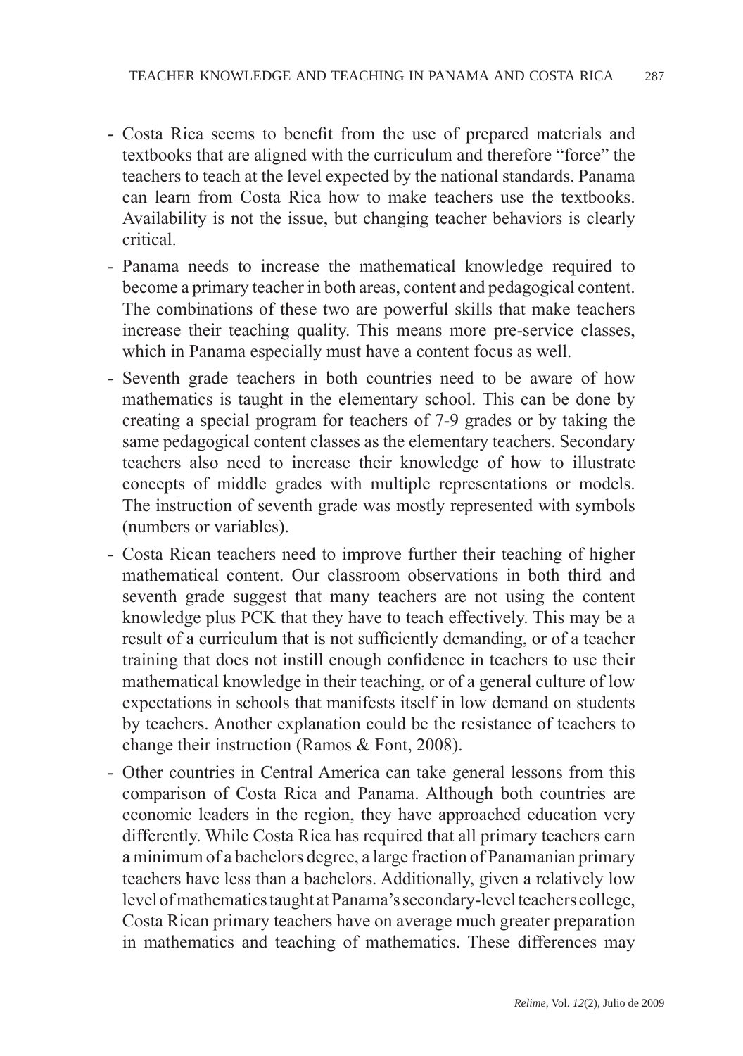- Costa Rica seems to benefit from the use of prepared materials and textbooks that are aligned with the curriculum and therefore "force" the teachers to teach at the level expected by the national standards. Panama can learn from Costa Rica how to make teachers use the textbooks. Availability is not the issue, but changing teacher behaviors is clearly critical.
- Panama needs to increase the mathematical knowledge required to become a primary teacher in both areas, content and pedagogical content. The combinations of these two are powerful skills that make teachers increase their teaching quality. This means more pre-service classes, which in Panama especially must have a content focus as well.
- Seventh grade teachers in both countries need to be aware of how mathematics is taught in the elementary school. This can be done by creating a special program for teachers of 7-9 grades or by taking the same pedagogical content classes as the elementary teachers. Secondary teachers also need to increase their knowledge of how to illustrate concepts of middle grades with multiple representations or models. The instruction of seventh grade was mostly represented with symbols (numbers or variables).
- Costa Rican teachers need to improve further their teaching of higher mathematical content. Our classroom observations in both third and seventh grade suggest that many teachers are not using the content knowledge plus PCK that they have to teach effectively. This may be a result of a curriculum that is not sufficiently demanding, or of a teacher training that does not instill enough confidence in teachers to use their mathematical knowledge in their teaching, or of a general culture of low expectations in schools that manifests itself in low demand on students by teachers. Another explanation could be the resistance of teachers to change their instruction (Ramos & Font, 2008).
- Other countries in Central America can take general lessons from this comparison of Costa Rica and Panama. Although both countries are economic leaders in the region, they have approached education very differently. While Costa Rica has required that all primary teachers earn a minimum of a bachelors degree, a large fraction of Panamanian primary teachers have less than a bachelors. Additionally, given a relatively low level of mathematics taught at Panama's secondary-level teachers college, Costa Rican primary teachers have on average much greater preparation in mathematics and teaching of mathematics. These differences may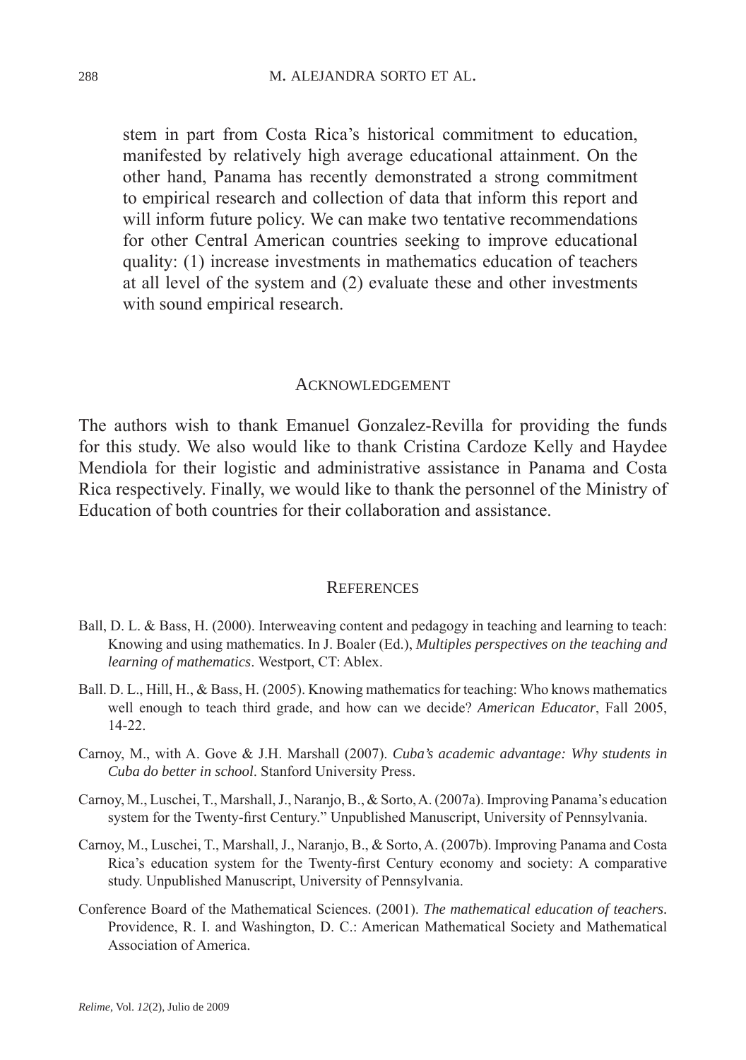stem in part from Costa Rica's historical commitment to education, manifested by relatively high average educational attainment. On the other hand, Panama has recently demonstrated a strong commitment to empirical research and collection of data that inform this report and will inform future policy. We can make two tentative recommendations for other Central American countries seeking to improve educational quality: (1) increase investments in mathematics education of teachers at all level of the system and (2) evaluate these and other investments with sound empirical research.

## Acknowledgement

The authors wish to thank Emanuel Gonzalez-Revilla for providing the funds for this study. We also would like to thank Cristina Cardoze Kelly and Haydee Mendiola for their logistic and administrative assistance in Panama and Costa Rica respectively. Finally, we would like to thank the personnel of the Ministry of Education of both countries for their collaboration and assistance.

## References

Ball, D. L. & Bass, H. (2000). Interweaving content and pedagogy in teaching and learning to teach: Knowing and using mathematics. In J. Boaler (Ed.), *Multiples perspectives on the teaching and learning of mathematics*. Westport, CT: Ablex.

Ball. D. L., Hill, H., & Bass, H. (2005). Knowing mathematics for teaching: Who knows mathematics well enough to teach third grade, and how can we decide? *American Educator*, Fall 2005, 14-22.

Carnoy, M., with A. Gove & J.H. Marshall (2007). *Cuba's academic advantage: Why students in Cuba do better in school*. Stanford University Press.

Carnoy, M., Luschei, T., Marshall, J., Naranjo, B., & Sorto, A. (2007a). Improving Panama's education system for the Twenty-first Century." Unpublished Manuscript, University of Pennsylvania.

Carnoy, M., Luschei, T., Marshall, J., Naranjo, B., & Sorto, A. (2007b). Improving Panama and Costa Rica's education system for the Twenty-first Century economy and society: A comparative study. Unpublished Manuscript, University of Pennsylvania.

Conference Board of the Mathematical Sciences. (2001). *The mathematical education of teachers*. Providence, R. I. and Washington, D. C.: American Mathematical Society and Mathematical Association of America.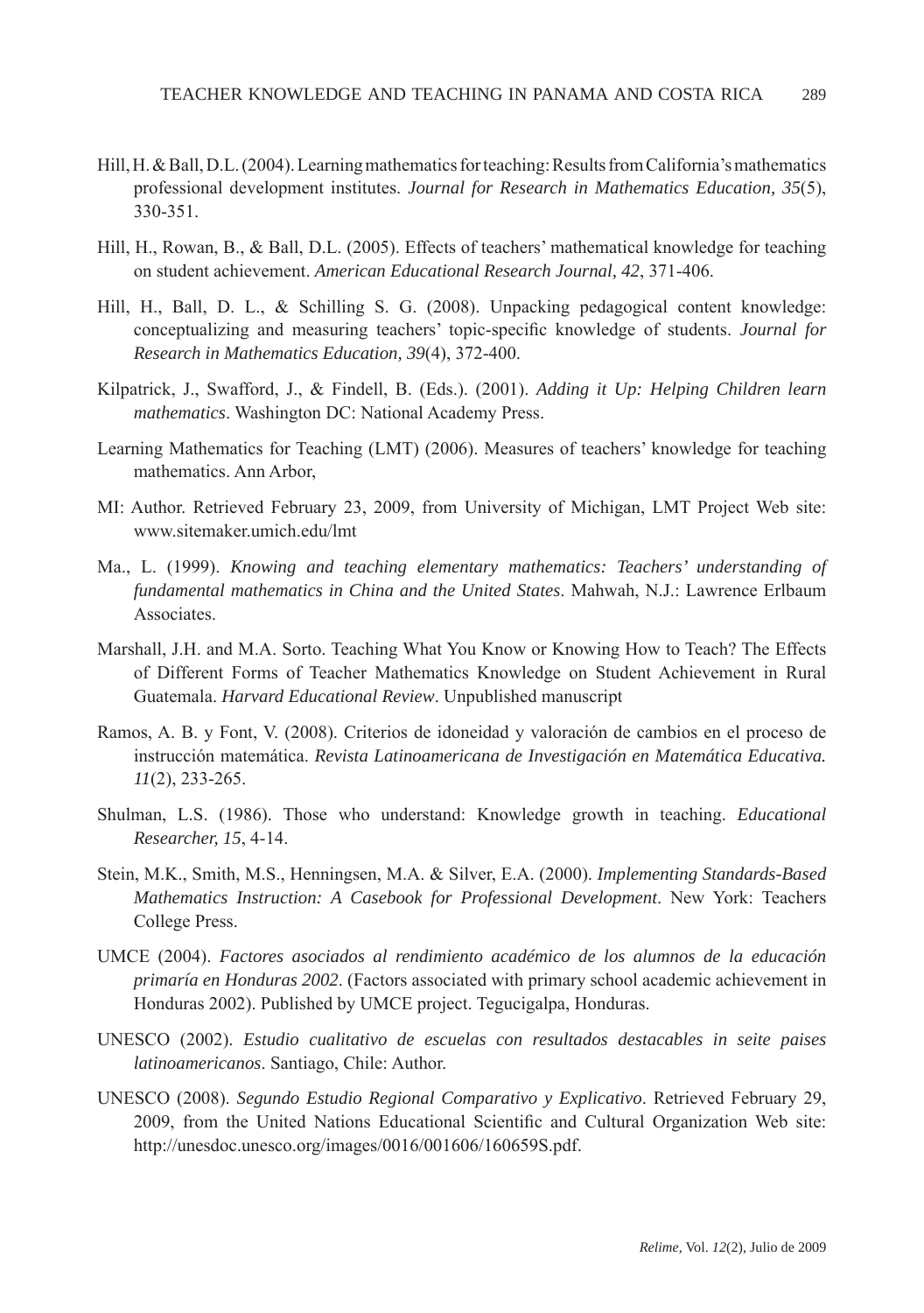Hill, H. & Ball, D.L. (2004). Learning mathematics for teaching: Results from California's mathematics professional development institutes. *Journal for Research in Mathematics Education, 35*(5), 330-351.

Hill, H., Rowan, B., & Ball, D.L. (2005). Effects of teachers' mathematical knowledge for teaching on student achievement. *American Educational Research Journal, 42*, 371-406.

Hill, H., Ball, D. L., & Schilling S. G. (2008). Unpacking pedagogical content knowledge: conceptualizing and measuring teachers' topic-specific knowledge of students. *Journal for Research in Mathematics Education, 39*(4), 372-400.

Kilpatrick, J., Swafford, J., & Findell, B. (Eds.). (2001). *Adding it Up: Helping Children learn mathematics*. Washington DC: National Academy Press.

Learning Mathematics for Teaching (LMT) (2006). Measures of teachers' knowledge for teaching mathematics. Ann Arbor,

MI: Author. Retrieved February 23, 2009, from University of Michigan, LMT Project Web site: www.sitemaker.umich.edu/lmt

Ma., L. (1999). *Knowing and teaching elementary mathematics: Teachers' understanding of fundamental mathematics in China and the United States*. Mahwah, N.J.: Lawrence Erlbaum Associates.

Marshall, J.H. and M.A. Sorto. Teaching What You Know or Knowing How to Teach? The Effects of Different Forms of Teacher Mathematics Knowledge on Student Achievement in Rural Guatemala. *Harvard Educational Review*. Unpublished manuscript

Ramos, A. B. y Font, V. (2008). Criterios de idoneidad y valoración de cambios en el proceso de instrucción matemática. *Revista Latinoamericana de Investigación en Matemática Educativa. 11*(2), 233-265.

Shulman, L.S. (1986). Those who understand: Knowledge growth in teaching. *Educational Researcher, 15*, 4-14.

Stein, M.K., Smith, M.S., Henningsen, M.A. & Silver, E.A. (2000). *Implementing Standards-Based Mathematics Instruction: A Casebook for Professional Development*. New York: Teachers College Press.

UMCE (2004). *Factores asociados al rendimiento académico de los alumnos de la educación primaría en Honduras 2002*. (Factors associated with primary school academic achievement in Honduras 2002). Published by UMCE project. Tegucigalpa, Honduras.

UNESCO (2002). *Estudio cualitativo de escuelas con resultados destacables in seite paises latinoamericanos*. Santiago, Chile: Author.

UNESCO (2008). *Segundo Estudio Regional Comparativo y Explicativo*. Retrieved February 29, 2009, from the United Nations Educational Scientific and Cultural Organization Web site: http://unesdoc.unesco.org/images/0016/001606/160659S.pdf.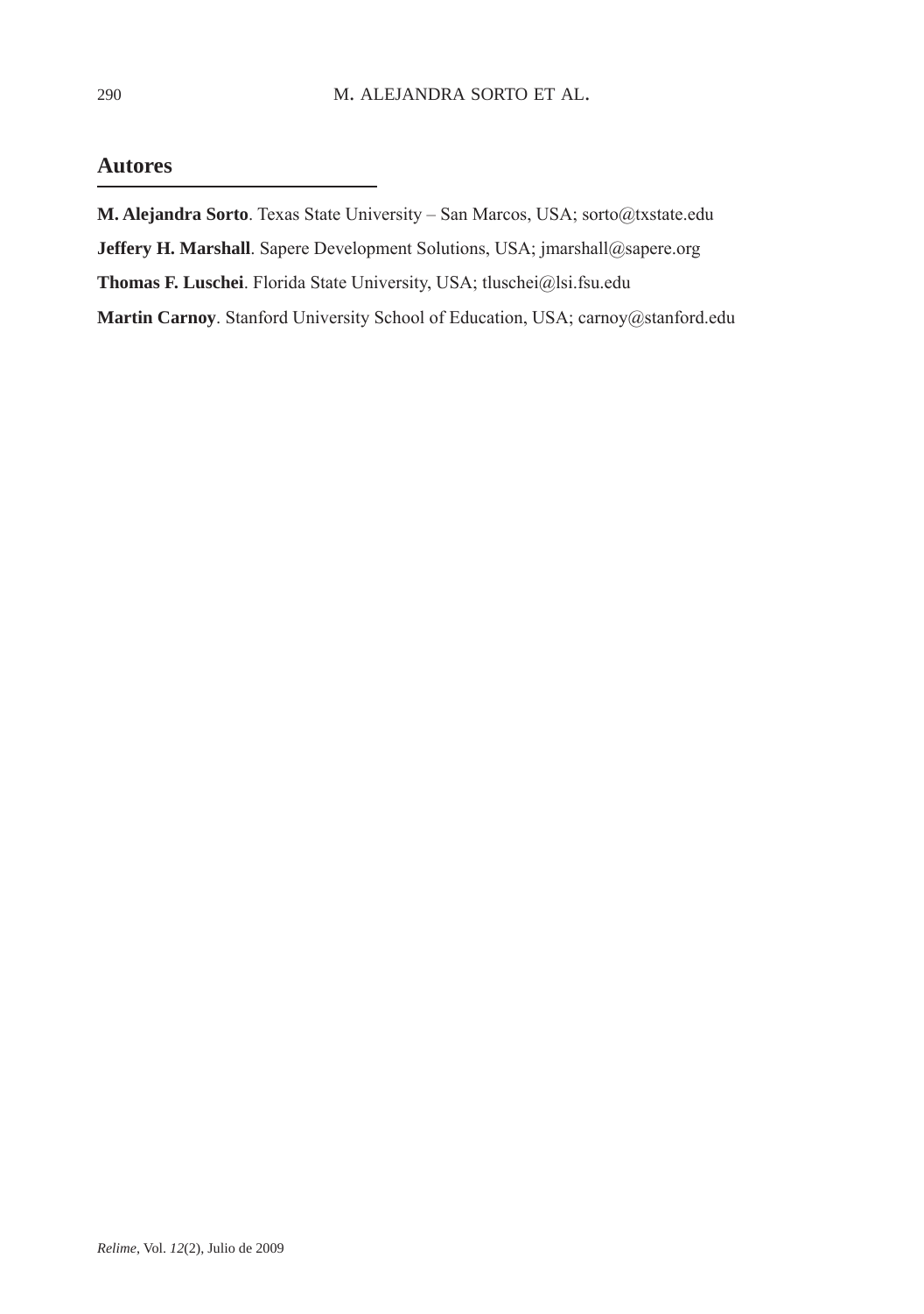## Autores

**M. Alejandra Sorto**. Texas State University – San Marcos, USA; sorto@txstate.edu

**Jeffery H. Marshall**. Sapere Development Solutions, USA; jmarshall@sapere.org

**Thomas F. Luschei**. Florida State University, USA; tluschei@lsi.fsu.edu

**Martin Carnoy**. Stanford University School of Education, USA; carnoy@stanford.edu